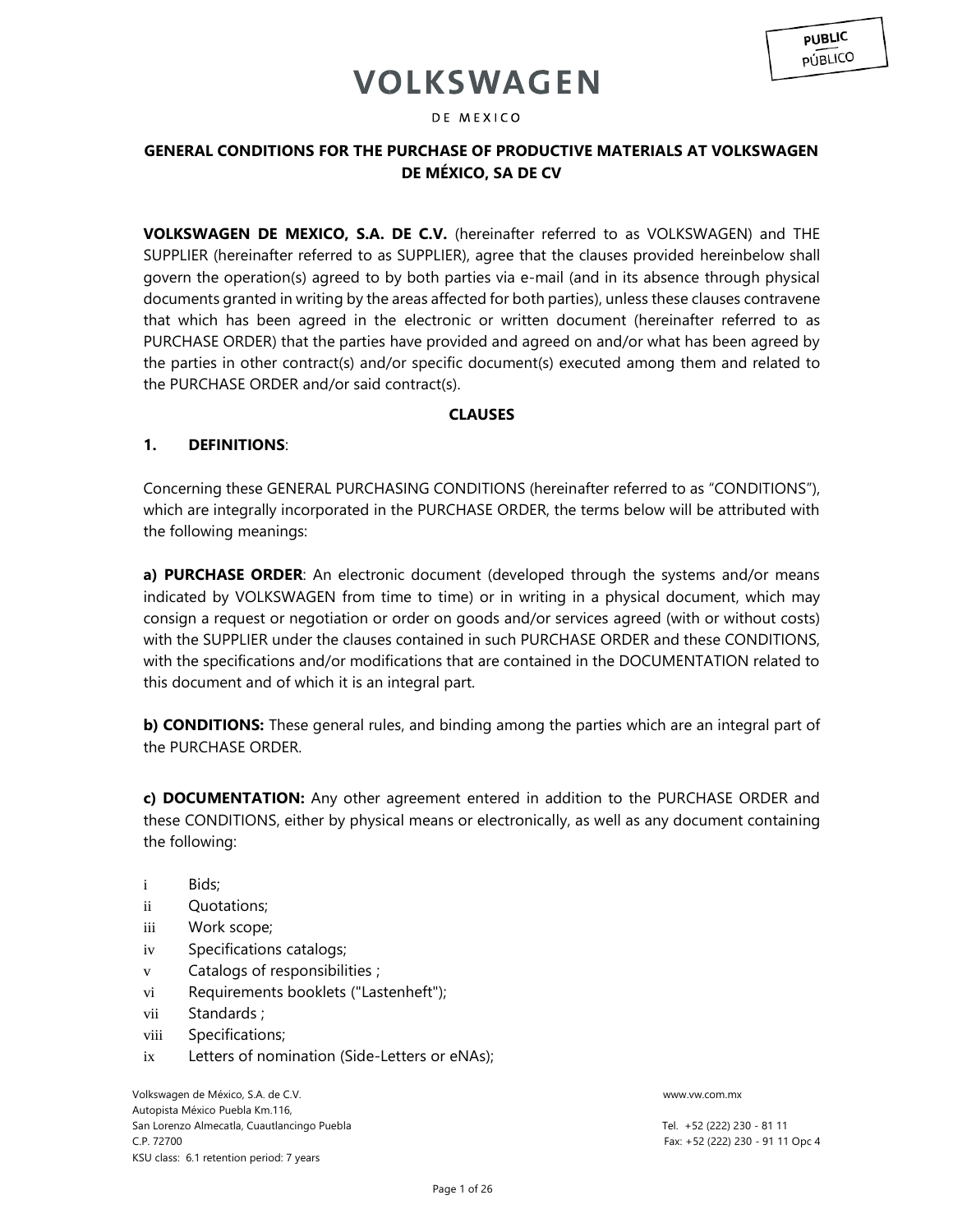PUBLIC
PÚBLICO

VOLKSWAGEN

DE MEXICO

## GENERAL CONDITIONS FOR THE PURCHASE OF PRODUCTIVE MATERIALS AT VOLKSWAGEN DE MÉXICO, SA DE CV

**VOLKSWAGEN DE MEXICO, S.A. DE C.V.** (hereinafter referred to as VOLKSWAGEN) and THE SUPPLIER (hereinafter referred to as SUPPLIER), agree that the clauses provided hereinbelow shall govern the operation(s) agreed to by both parties via e-mail (and in its absence through physical documents granted in writing by the areas affected for both parties), unless these clauses contravene that which has been agreed in the electronic or written document (hereinafter referred to as PURCHASE ORDER) that the parties have provided and agreed on and/or what has been agreed by the parties in other contract(s) and/or specific document(s) executed among them and related to the PURCHASE ORDER and/or said contract(s).

**CLAUSES**

### 1. DEFINITIONS:

Concerning these GENERAL PURCHASING CONDITIONS (hereinafter referred to as "CONDITIONS"), which are integrally incorporated in the PURCHASE ORDER, the terms below will be attributed with the following meanings:

**a) PURCHASE ORDER**: An electronic document (developed through the systems and/or means indicated by VOLKSWAGEN from time to time) or in writing in a physical document, which may consign a request or negotiation or order on goods and/or services agreed (with or without costs) with the SUPPLIER under the clauses contained in such PURCHASE ORDER and these CONDITIONS, with the specifications and/or modifications that are contained in the DOCUMENTATION related to this document and of which it is an integral part.

**b) CONDITIONS:** These general rules, and binding among the parties which are an integral part of the PURCHASE ORDER.

**c) DOCUMENTATION:** Any other agreement entered in addition to the PURCHASE ORDER and these CONDITIONS, either by physical means or electronically, as well as any document containing the following:

- i Bids;
- ii Quotations;
- iii Work scope;
- iv Specifications catalogs;
- v Catalogs of responsibilities ;
- vi Requirements booklets ("Lastenheft");
- vii Standards ;
- viii Specifications;
- ix Letters of nomination (Side-Letters or eNAs);

Volkswagen de México, S.A. de C.V.
Autopista México Puebla Km.116,
San Lorenzo Almecatla, Cuautlancingo Puebla
C.P. 72700
KSU class: 6.1 retention period: 7 years

www.vw.com.mx
Tel. +52 (222) 230 - 81 11
Fax: +52 (222) 230 - 91 11 Opc 4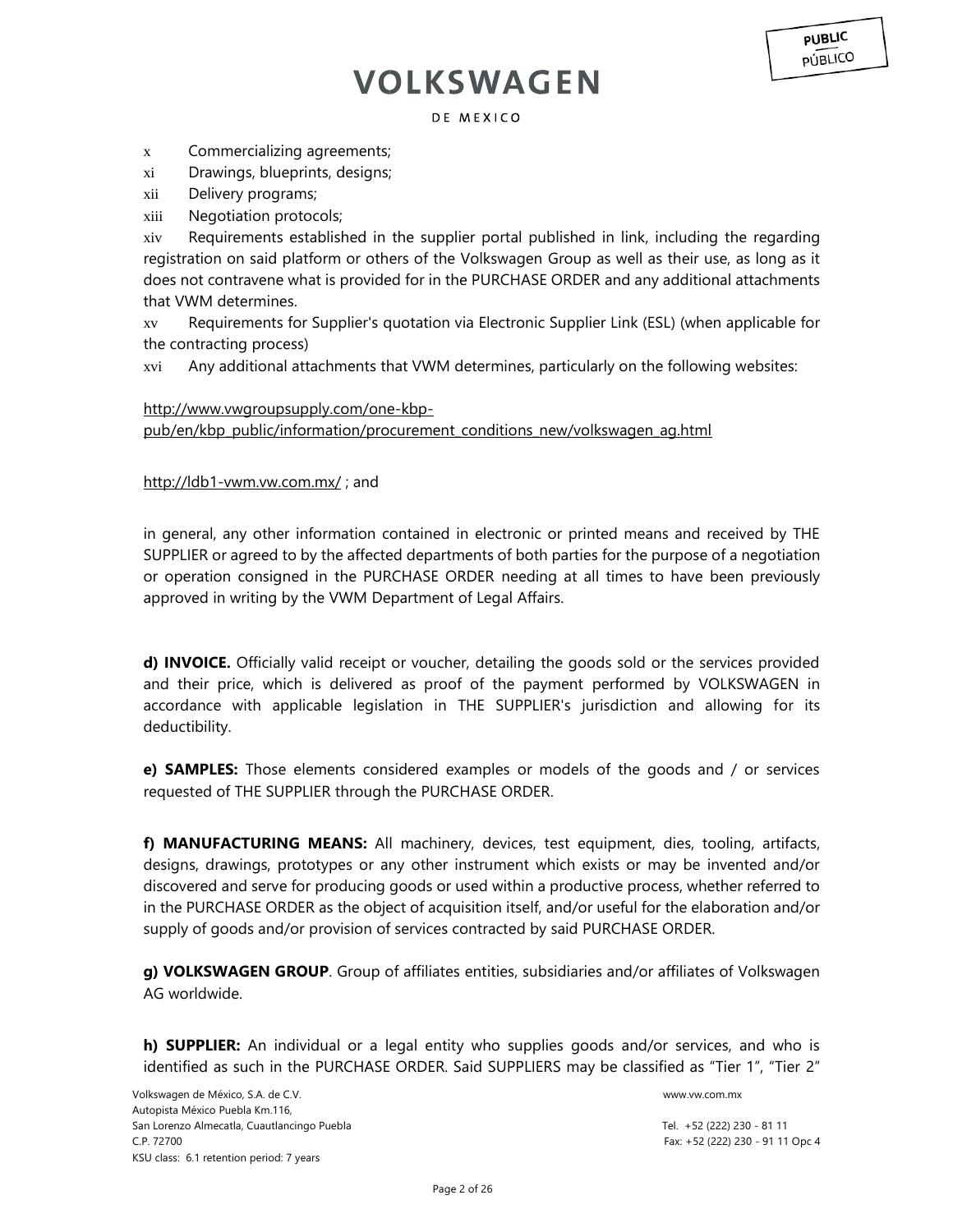x Commercializing agreements;

xi Drawings, blueprints, designs;

xii Delivery programs;

xiii Negotiation protocols;

xiv Requirements established in the supplier portal published in link, including the regarding registration on said platform or others of the Volkswagen Group as well as their use, as long as it does not contravene what is provided for in the PURCHASE ORDER and any additional attachments that VWM determines.

xv Requirements for Supplier's quotation via Electronic Supplier Link (ESL) (when applicable for the contracting process)

xvi Any additional attachments that VWM determines, particularly on the following websites:

http://www.vwgroupsupply.com/one-kbp-pub/en/kbp_public/information/procurement_conditions_new/volkswagen_ag.html

http://ldb1-vwm.vw.com.mx/ ; and

in general, any other information contained in electronic or printed means and received by THE SUPPLIER or agreed to by the affected departments of both parties for the purpose of a negotiation or operation consigned in the PURCHASE ORDER needing at all times to have been previously approved in writing by the VWM Department of Legal Affairs.

**d) INVOICE.** Officially valid receipt or voucher, detailing the goods sold or the services provided and their price, which is delivered as proof of the payment performed by VOLKSWAGEN in accordance with applicable legislation in THE SUPPLIER's jurisdiction and allowing for its deductibility.

**e) SAMPLES:** Those elements considered examples or models of the goods and / or services requested of THE SUPPLIER through the PURCHASE ORDER.

**f) MANUFACTURING MEANS:** All machinery, devices, test equipment, dies, tooling, artifacts, designs, drawings, prototypes or any other instrument which exists or may be invented and/or discovered and serve for producing goods or used within a productive process, whether referred to in the PURCHASE ORDER as the object of acquisition itself, and/or useful for the elaboration and/or supply of goods and/or provision of services contracted by said PURCHASE ORDER.

**g) VOLKSWAGEN GROUP**. Group of affiliates entities, subsidiaries and/or affiliates of Volkswagen AG worldwide.

**h) SUPPLIER:** An individual or a legal entity who supplies goods and/or services, and who is identified as such in the PURCHASE ORDER. Said SUPPLIERS may be classified as "Tier 1", "Tier 2"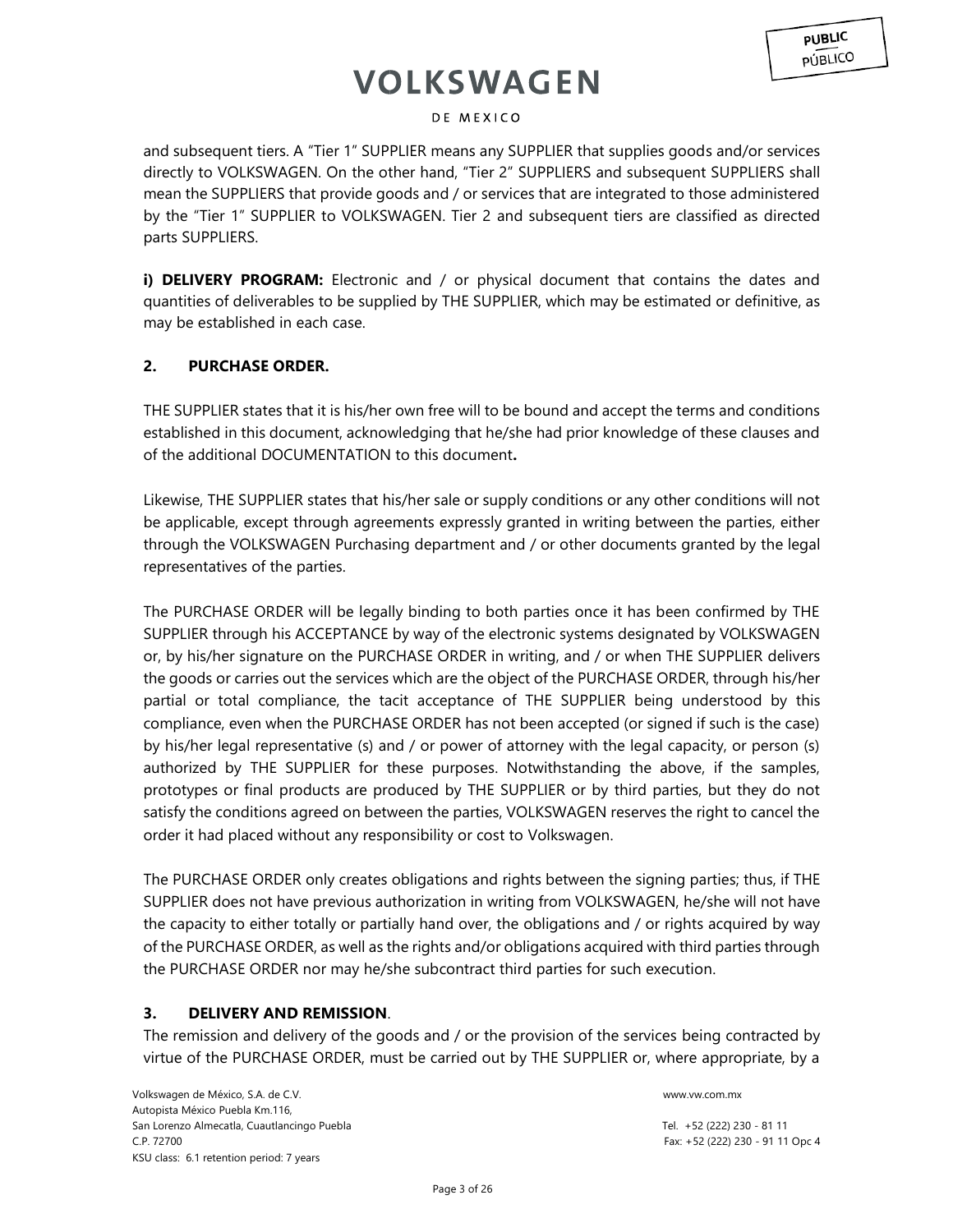and subsequent tiers. A "Tier 1" SUPPLIER means any SUPPLIER that supplies goods and/or services directly to VOLKSWAGEN. On the other hand, "Tier 2" SUPPLIERS and subsequent SUPPLIERS shall mean the SUPPLIERS that provide goods and / or services that are integrated to those administered by the "Tier 1" SUPPLIER to VOLKSWAGEN. Tier 2 and subsequent tiers are classified as directed parts SUPPLIERS.

**i) DELIVERY PROGRAM:** Electronic and / or physical document that contains the dates and quantities of deliverables to be supplied by THE SUPPLIER, which may be estimated or definitive, as may be established in each case.

## 2. PURCHASE ORDER.

THE SUPPLIER states that it is his/her own free will to be bound and accept the terms and conditions established in this document, acknowledging that he/she had prior knowledge of these clauses and of the additional DOCUMENTATION to this document**.**

Likewise, THE SUPPLIER states that his/her sale or supply conditions or any other conditions will not be applicable, except through agreements expressly granted in writing between the parties, either through the VOLKSWAGEN Purchasing department and / or other documents granted by the legal representatives of the parties.

The PURCHASE ORDER will be legally binding to both parties once it has been confirmed by THE SUPPLIER through his ACCEPTANCE by way of the electronic systems designated by VOLKSWAGEN or, by his/her signature on the PURCHASE ORDER in writing, and / or when THE SUPPLIER delivers the goods or carries out the services which are the object of the PURCHASE ORDER, through his/her partial or total compliance, the tacit acceptance of THE SUPPLIER being understood by this compliance, even when the PURCHASE ORDER has not been accepted (or signed if such is the case) by his/her legal representative (s) and / or power of attorney with the legal capacity, or person (s) authorized by THE SUPPLIER for these purposes. Notwithstanding the above, if the samples, prototypes or final products are produced by THE SUPPLIER or by third parties, but they do not satisfy the conditions agreed on between the parties, VOLKSWAGEN reserves the right to cancel the order it had placed without any responsibility or cost to Volkswagen.

The PURCHASE ORDER only creates obligations and rights between the signing parties; thus, if THE SUPPLIER does not have previous authorization in writing from VOLKSWAGEN, he/she will not have the capacity to either totally or partially hand over, the obligations and / or rights acquired by way of the PURCHASE ORDER, as well as the rights and/or obligations acquired with third parties through the PURCHASE ORDER nor may he/she subcontract third parties for such execution.

## 3. DELIVERY AND REMISSION.

The remission and delivery of the goods and / or the provision of the services being contracted by virtue of the PURCHASE ORDER, must be carried out by THE SUPPLIER or, where appropriate, by a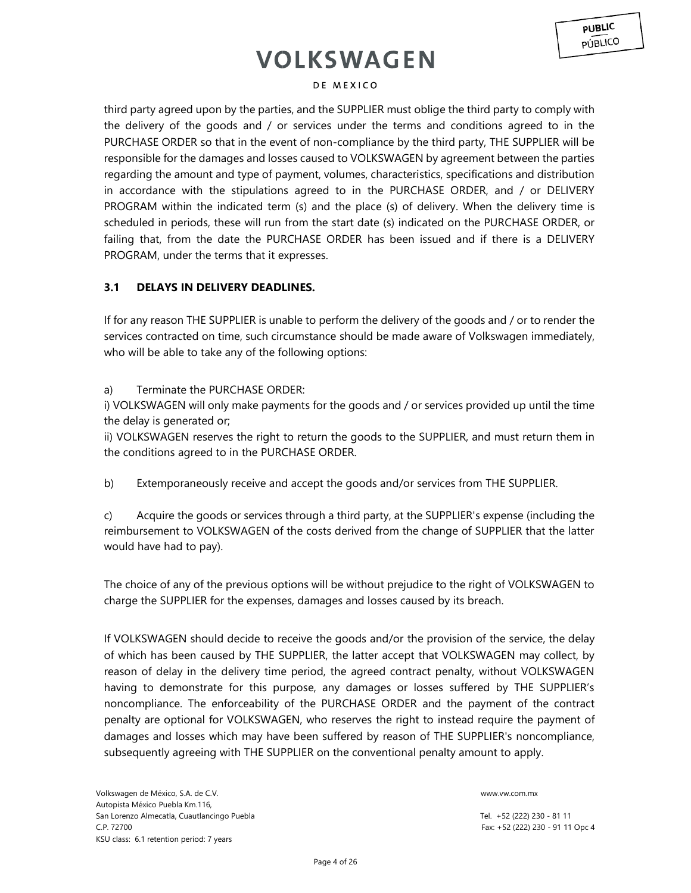third party agreed upon by the parties, and the SUPPLIER must oblige the third party to comply with the delivery of the goods and / or services under the terms and conditions agreed to in the PURCHASE ORDER so that in the event of non-compliance by the third party, THE SUPPLIER will be responsible for the damages and losses caused to VOLKSWAGEN by agreement between the parties regarding the amount and type of payment, volumes, characteristics, specifications and distribution in accordance with the stipulations agreed to in the PURCHASE ORDER, and / or DELIVERY PROGRAM within the indicated term (s) and the place (s) of delivery. When the delivery time is scheduled in periods, these will run from the start date (s) indicated on the PURCHASE ORDER, or failing that, from the date the PURCHASE ORDER has been issued and if there is a DELIVERY PROGRAM, under the terms that it expresses.

### 3.1 DELAYS IN DELIVERY DEADLINES.

If for any reason THE SUPPLIER is unable to perform the delivery of the goods and / or to render the services contracted on time, such circumstance should be made aware of Volkswagen immediately, who will be able to take any of the following options:

a) Terminate the PURCHASE ORDER:
i) VOLKSWAGEN will only make payments for the goods and / or services provided up until the time the delay is generated or;
ii) VOLKSWAGEN reserves the right to return the goods to the SUPPLIER, and must return them in the conditions agreed to in the PURCHASE ORDER.

b) Extemporaneously receive and accept the goods and/or services from THE SUPPLIER.

c) Acquire the goods or services through a third party, at the SUPPLIER's expense (including the reimbursement to VOLKSWAGEN of the costs derived from the change of SUPPLIER that the latter would have had to pay).

The choice of any of the previous options will be without prejudice to the right of VOLKSWAGEN to charge the SUPPLIER for the expenses, damages and losses caused by its breach.

If VOLKSWAGEN should decide to receive the goods and/or the provision of the service, the delay of which has been caused by THE SUPPLIER, the latter accept that VOLKSWAGEN may collect, by reason of delay in the delivery time period, the agreed contract penalty, without VOLKSWAGEN having to demonstrate for this purpose, any damages or losses suffered by THE SUPPLIER's noncompliance. The enforceability of the PURCHASE ORDER and the payment of the contract penalty are optional for VOLKSWAGEN, who reserves the right to instead require the payment of damages and losses which may have been suffered by reason of THE SUPPLIER's noncompliance, subsequently agreeing with THE SUPPLIER on the conventional penalty amount to apply.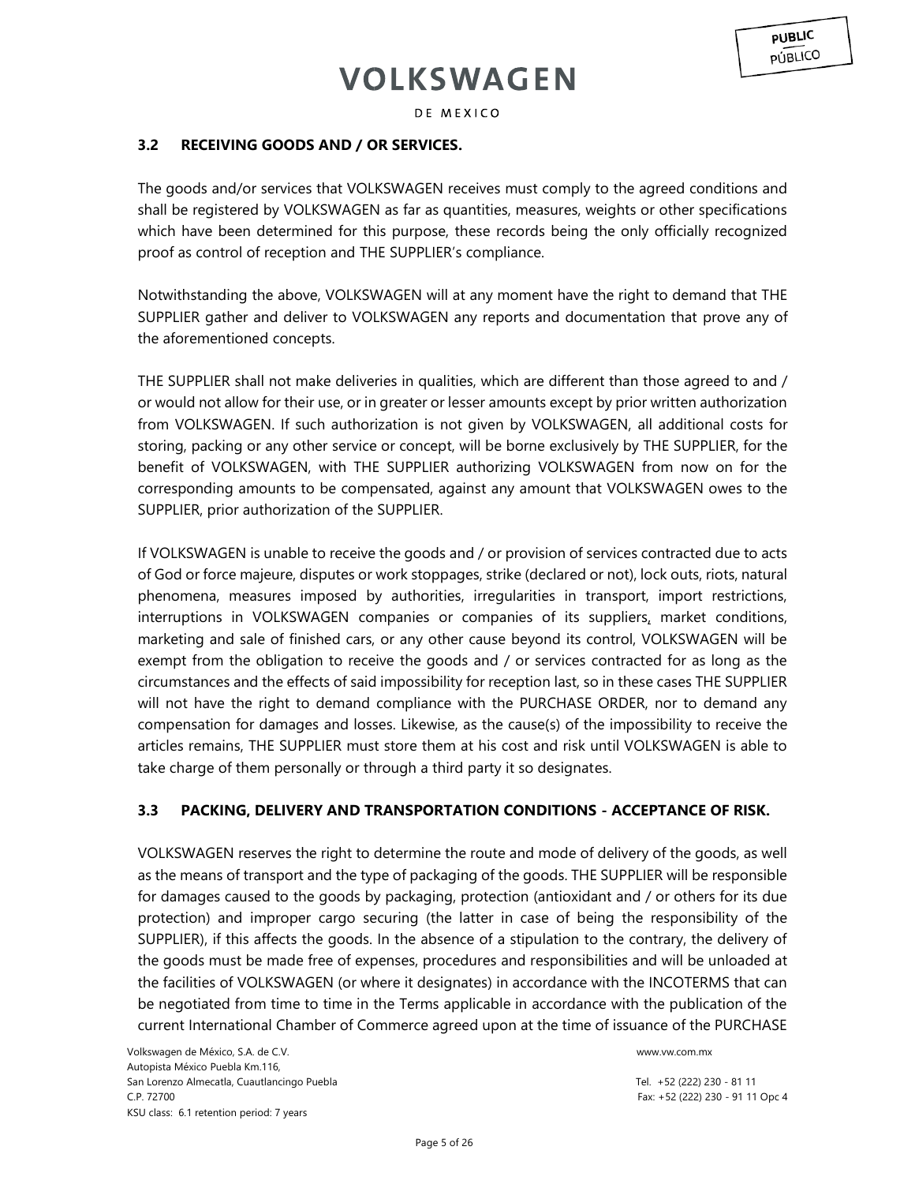### 3.2 RECEIVING GOODS AND / OR SERVICES.

The goods and/or services that VOLKSWAGEN receives must comply to the agreed conditions and shall be registered by VOLKSWAGEN as far as quantities, measures, weights or other specifications which have been determined for this purpose, these records being the only officially recognized proof as control of reception and THE SUPPLIER's compliance.

Notwithstanding the above, VOLKSWAGEN will at any moment have the right to demand that THE SUPPLIER gather and deliver to VOLKSWAGEN any reports and documentation that prove any of the aforementioned concepts.

THE SUPPLIER shall not make deliveries in qualities, which are different than those agreed to and / or would not allow for their use, or in greater or lesser amounts except by prior written authorization from VOLKSWAGEN. If such authorization is not given by VOLKSWAGEN, all additional costs for storing, packing or any other service or concept, will be borne exclusively by THE SUPPLIER, for the benefit of VOLKSWAGEN, with THE SUPPLIER authorizing VOLKSWAGEN from now on for the corresponding amounts to be compensated, against any amount that VOLKSWAGEN owes to the SUPPLIER, prior authorization of the SUPPLIER.

If VOLKSWAGEN is unable to receive the goods and / or provision of services contracted due to acts of God or force majeure, disputes or work stoppages, strike (declared or not), lock outs, riots, natural phenomena, measures imposed by authorities, irregularities in transport, import restrictions, interruptions in VOLKSWAGEN companies or companies of its suppliers, market conditions, marketing and sale of finished cars, or any other cause beyond its control, VOLKSWAGEN will be exempt from the obligation to receive the goods and / or services contracted for as long as the circumstances and the effects of said impossibility for reception last, so in these cases THE SUPPLIER will not have the right to demand compliance with the PURCHASE ORDER, nor to demand any compensation for damages and losses. Likewise, as the cause(s) of the impossibility to receive the articles remains, THE SUPPLIER must store them at his cost and risk until VOLKSWAGEN is able to take charge of them personally or through a third party it so designates.

### 3.3 PACKING, DELIVERY AND TRANSPORTATION CONDITIONS - ACCEPTANCE OF RISK.

VOLKSWAGEN reserves the right to determine the route and mode of delivery of the goods, as well as the means of transport and the type of packaging of the goods. THE SUPPLIER will be responsible for damages caused to the goods by packaging, protection (antioxidant and / or others for its due protection) and improper cargo securing (the latter in case of being the responsibility of the SUPPLIER), if this affects the goods. In the absence of a stipulation to the contrary, the delivery of the goods must be made free of expenses, procedures and responsibilities and will be unloaded at the facilities of VOLKSWAGEN (or where it designates) in accordance with the INCOTERMS that can be negotiated from time to time in the Terms applicable in accordance with the publication of the current International Chamber of Commerce agreed upon at the time of issuance of the PURCHASE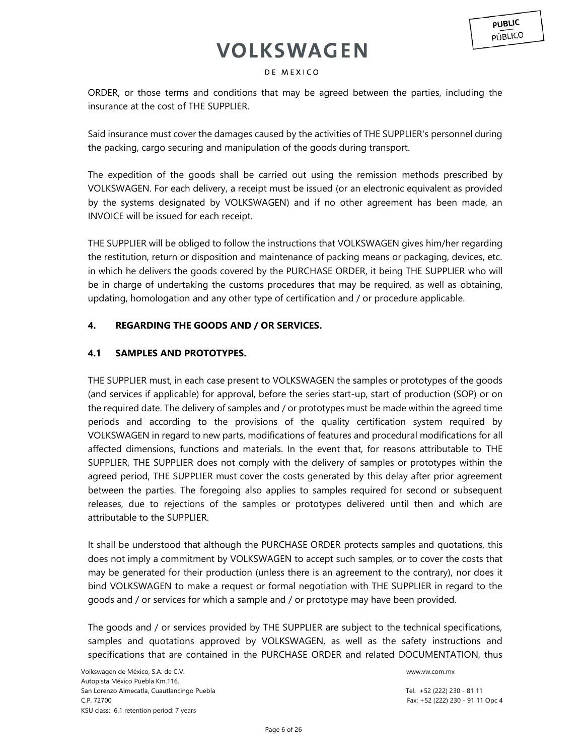ORDER, or those terms and conditions that may be agreed between the parties, including the insurance at the cost of THE SUPPLIER.

Said insurance must cover the damages caused by the activities of THE SUPPLIER's personnel during the packing, cargo securing and manipulation of the goods during transport.

The expedition of the goods shall be carried out using the remission methods prescribed by VOLKSWAGEN. For each delivery, a receipt must be issued (or an electronic equivalent as provided by the systems designated by VOLKSWAGEN) and if no other agreement has been made, an INVOICE will be issued for each receipt.

THE SUPPLIER will be obliged to follow the instructions that VOLKSWAGEN gives him/her regarding the restitution, return or disposition and maintenance of packing means or packaging, devices, etc. in which he delivers the goods covered by the PURCHASE ORDER, it being THE SUPPLIER who will be in charge of undertaking the customs procedures that may be required, as well as obtaining, updating, homologation and any other type of certification and / or procedure applicable.

## 4. REGARDING THE GOODS AND / OR SERVICES.

### 4.1 SAMPLES AND PROTOTYPES.

THE SUPPLIER must, in each case present to VOLKSWAGEN the samples or prototypes of the goods (and services if applicable) for approval, before the series start-up, start of production (SOP) or on the required date. The delivery of samples and / or prototypes must be made within the agreed time periods and according to the provisions of the quality certification system required by VOLKSWAGEN in regard to new parts, modifications of features and procedural modifications for all affected dimensions, functions and materials. In the event that, for reasons attributable to THE SUPPLIER, THE SUPPLIER does not comply with the delivery of samples or prototypes within the agreed period, THE SUPPLIER must cover the costs generated by this delay after prior agreement between the parties. The foregoing also applies to samples required for second or subsequent releases, due to rejections of the samples or prototypes delivered until then and which are attributable to the SUPPLIER.

It shall be understood that although the PURCHASE ORDER protects samples and quotations, this does not imply a commitment by VOLKSWAGEN to accept such samples, or to cover the costs that may be generated for their production (unless there is an agreement to the contrary), nor does it bind VOLKSWAGEN to make a request or formal negotiation with THE SUPPLIER in regard to the goods and / or services for which a sample and / or prototype may have been provided.

The goods and / or services provided by THE SUPPLIER are subject to the technical specifications, samples and quotations approved by VOLKSWAGEN, as well as the safety instructions and specifications that are contained in the PURCHASE ORDER and related DOCUMENTATION, thus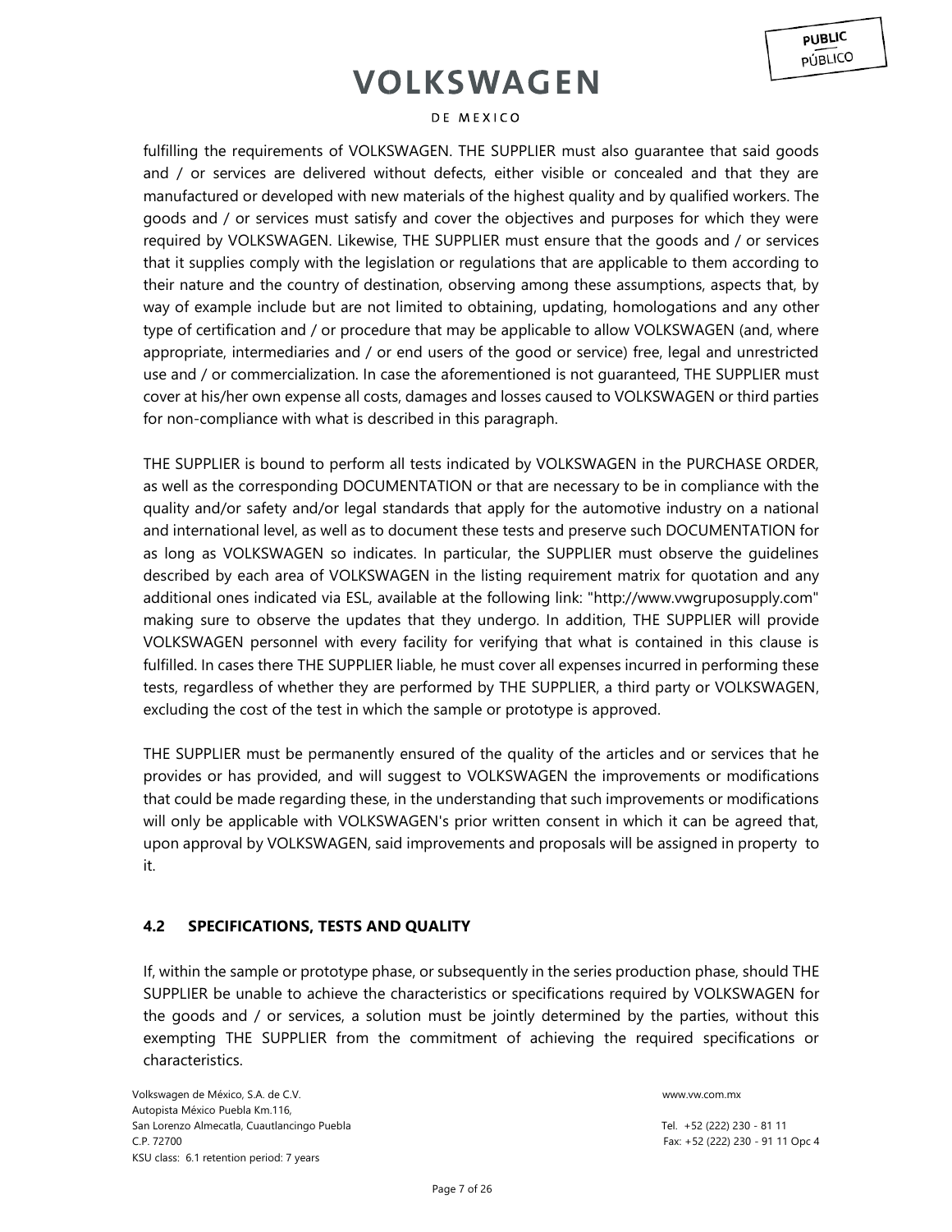fulfilling the requirements of VOLKSWAGEN. THE SUPPLIER must also guarantee that said goods and / or services are delivered without defects, either visible or concealed and that they are manufactured or developed with new materials of the highest quality and by qualified workers. The goods and / or services must satisfy and cover the objectives and purposes for which they were required by VOLKSWAGEN. Likewise, THE SUPPLIER must ensure that the goods and / or services that it supplies comply with the legislation or regulations that are applicable to them according to their nature and the country of destination, observing among these assumptions, aspects that, by way of example include but are not limited to obtaining, updating, homologations and any other type of certification and / or procedure that may be applicable to allow VOLKSWAGEN (and, where appropriate, intermediaries and / or end users of the good or service) free, legal and unrestricted use and / or commercialization. In case the aforementioned is not guaranteed, THE SUPPLIER must cover at his/her own expense all costs, damages and losses caused to VOLKSWAGEN or third parties for non-compliance with what is described in this paragraph.

THE SUPPLIER is bound to perform all tests indicated by VOLKSWAGEN in the PURCHASE ORDER, as well as the corresponding DOCUMENTATION or that are necessary to be in compliance with the quality and/or safety and/or legal standards that apply for the automotive industry on a national and international level, as well as to document these tests and preserve such DOCUMENTATION for as long as VOLKSWAGEN so indicates. In particular, the SUPPLIER must observe the guidelines described by each area of VOLKSWAGEN in the listing requirement matrix for quotation and any additional ones indicated via ESL, available at the following link: "http://www.vwgruposupply.com" making sure to observe the updates that they undergo. In addition, THE SUPPLIER will provide VOLKSWAGEN personnel with every facility for verifying that what is contained in this clause is fulfilled. In cases there THE SUPPLIER liable, he must cover all expenses incurred in performing these tests, regardless of whether they are performed by THE SUPPLIER, a third party or VOLKSWAGEN, excluding the cost of the test in which the sample or prototype is approved.

THE SUPPLIER must be permanently ensured of the quality of the articles and or services that he provides or has provided, and will suggest to VOLKSWAGEN the improvements or modifications that could be made regarding these, in the understanding that such improvements or modifications will only be applicable with VOLKSWAGEN's prior written consent in which it can be agreed that, upon approval by VOLKSWAGEN, said improvements and proposals will be assigned in property to it.

### 4.2 SPECIFICATIONS, TESTS AND QUALITY

If, within the sample or prototype phase, or subsequently in the series production phase, should THE SUPPLIER be unable to achieve the characteristics or specifications required by VOLKSWAGEN for the goods and / or services, a solution must be jointly determined by the parties, without this exempting THE SUPPLIER from the commitment of achieving the required specifications or characteristics.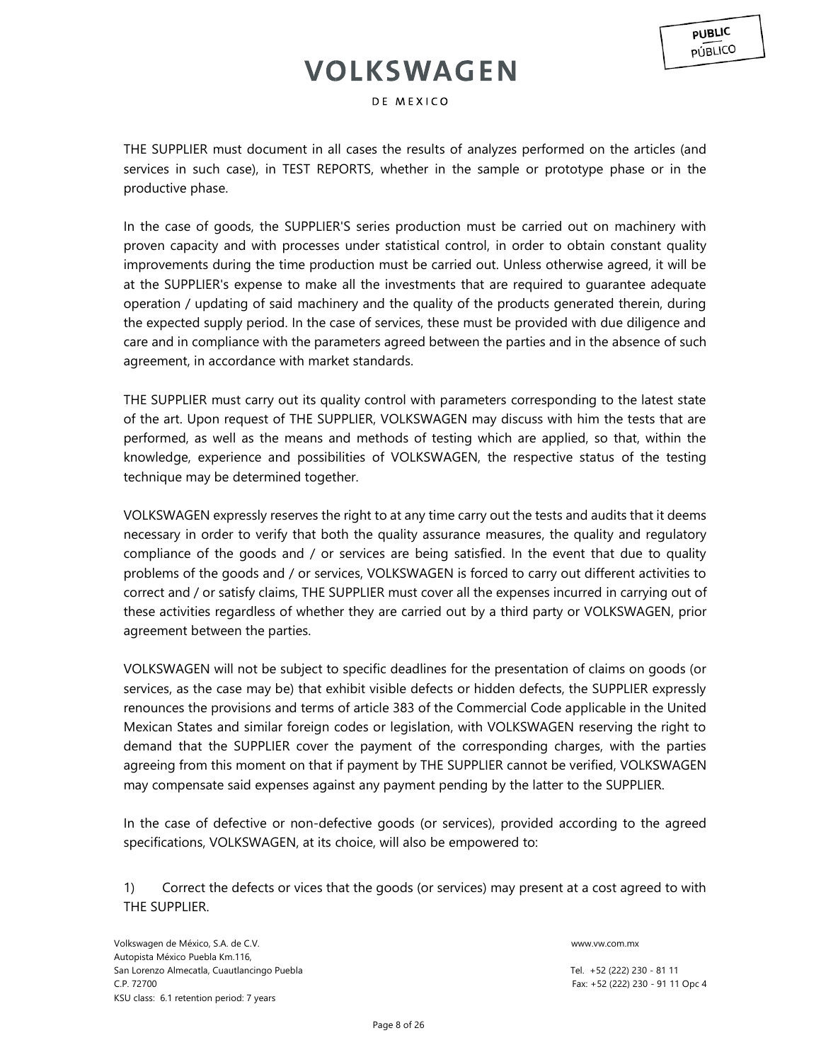THE SUPPLIER must document in all cases the results of analyzes performed on the articles (and services in such case), in TEST REPORTS, whether in the sample or prototype phase or in the productive phase.

In the case of goods, the SUPPLIER'S series production must be carried out on machinery with proven capacity and with processes under statistical control, in order to obtain constant quality improvements during the time production must be carried out. Unless otherwise agreed, it will be at the SUPPLIER's expense to make all the investments that are required to guarantee adequate operation / updating of said machinery and the quality of the products generated therein, during the expected supply period. In the case of services, these must be provided with due diligence and care and in compliance with the parameters agreed between the parties and in the absence of such agreement, in accordance with market standards.

THE SUPPLIER must carry out its quality control with parameters corresponding to the latest state of the art. Upon request of THE SUPPLIER, VOLKSWAGEN may discuss with him the tests that are performed, as well as the means and methods of testing which are applied, so that, within the knowledge, experience and possibilities of VOLKSWAGEN, the respective status of the testing technique may be determined together.

VOLKSWAGEN expressly reserves the right to at any time carry out the tests and audits that it deems necessary in order to verify that both the quality assurance measures, the quality and regulatory compliance of the goods and / or services are being satisfied. In the event that due to quality problems of the goods and / or services, VOLKSWAGEN is forced to carry out different activities to correct and / or satisfy claims, THE SUPPLIER must cover all the expenses incurred in carrying out of these activities regardless of whether they are carried out by a third party or VOLKSWAGEN, prior agreement between the parties.

VOLKSWAGEN will not be subject to specific deadlines for the presentation of claims on goods (or services, as the case may be) that exhibit visible defects or hidden defects, the SUPPLIER expressly renounces the provisions and terms of article 383 of the Commercial Code applicable in the United Mexican States and similar foreign codes or legislation, with VOLKSWAGEN reserving the right to demand that the SUPPLIER cover the payment of the corresponding charges, with the parties agreeing from this moment on that if payment by THE SUPPLIER cannot be verified, VOLKSWAGEN may compensate said expenses against any payment pending by the latter to the SUPPLIER.

In the case of defective or non-defective goods (or services), provided according to the agreed specifications, VOLKSWAGEN, at its choice, will also be empowered to:

1) Correct the defects or vices that the goods (or services) may present at a cost agreed to with THE SUPPLIER.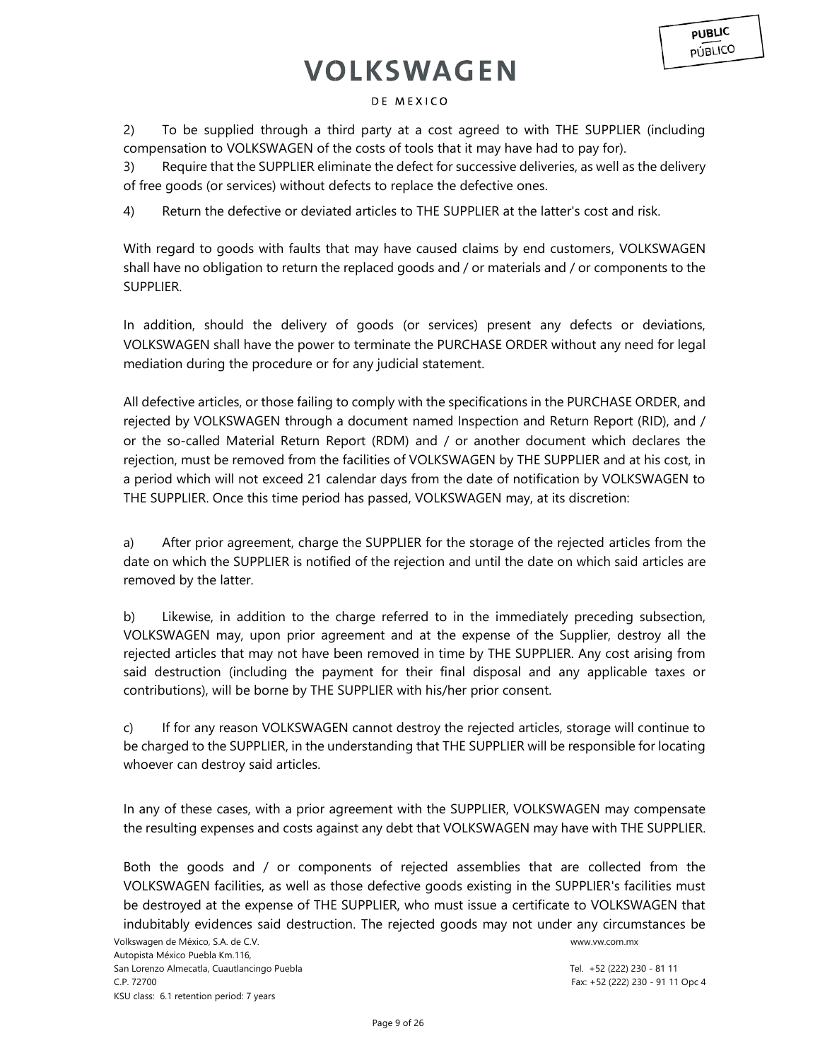2) To be supplied through a third party at a cost agreed to with THE SUPPLIER (including compensation to VOLKSWAGEN of the costs of tools that it may have had to pay for).

3) Require that the SUPPLIER eliminate the defect for successive deliveries, as well as the delivery of free goods (or services) without defects to replace the defective ones.

4) Return the defective or deviated articles to THE SUPPLIER at the latter's cost and risk.

With regard to goods with faults that may have caused claims by end customers, VOLKSWAGEN shall have no obligation to return the replaced goods and / or materials and / or components to the SUPPLIER.

In addition, should the delivery of goods (or services) present any defects or deviations, VOLKSWAGEN shall have the power to terminate the PURCHASE ORDER without any need for legal mediation during the procedure or for any judicial statement.

All defective articles, or those failing to comply with the specifications in the PURCHASE ORDER, and rejected by VOLKSWAGEN through a document named Inspection and Return Report (RID), and / or the so-called Material Return Report (RDM) and / or another document which declares the rejection, must be removed from the facilities of VOLKSWAGEN by THE SUPPLIER and at his cost, in a period which will not exceed 21 calendar days from the date of notification by VOLKSWAGEN to THE SUPPLIER. Once this time period has passed, VOLKSWAGEN may, at its discretion:

a) After prior agreement, charge the SUPPLIER for the storage of the rejected articles from the date on which the SUPPLIER is notified of the rejection and until the date on which said articles are removed by the latter.

b) Likewise, in addition to the charge referred to in the immediately preceding subsection, VOLKSWAGEN may, upon prior agreement and at the expense of the Supplier, destroy all the rejected articles that may not have been removed in time by THE SUPPLIER. Any cost arising from said destruction (including the payment for their final disposal and any applicable taxes or contributions), will be borne by THE SUPPLIER with his/her prior consent.

c) If for any reason VOLKSWAGEN cannot destroy the rejected articles, storage will continue to be charged to the SUPPLIER, in the understanding that THE SUPPLIER will be responsible for locating whoever can destroy said articles.

In any of these cases, with a prior agreement with the SUPPLIER, VOLKSWAGEN may compensate the resulting expenses and costs against any debt that VOLKSWAGEN may have with THE SUPPLIER.

Both the goods and / or components of rejected assemblies that are collected from the VOLKSWAGEN facilities, as well as those defective goods existing in the SUPPLIER's facilities must be destroyed at the expense of THE SUPPLIER, who must issue a certificate to VOLKSWAGEN that indubitably evidences said destruction. The rejected goods may not under any circumstances be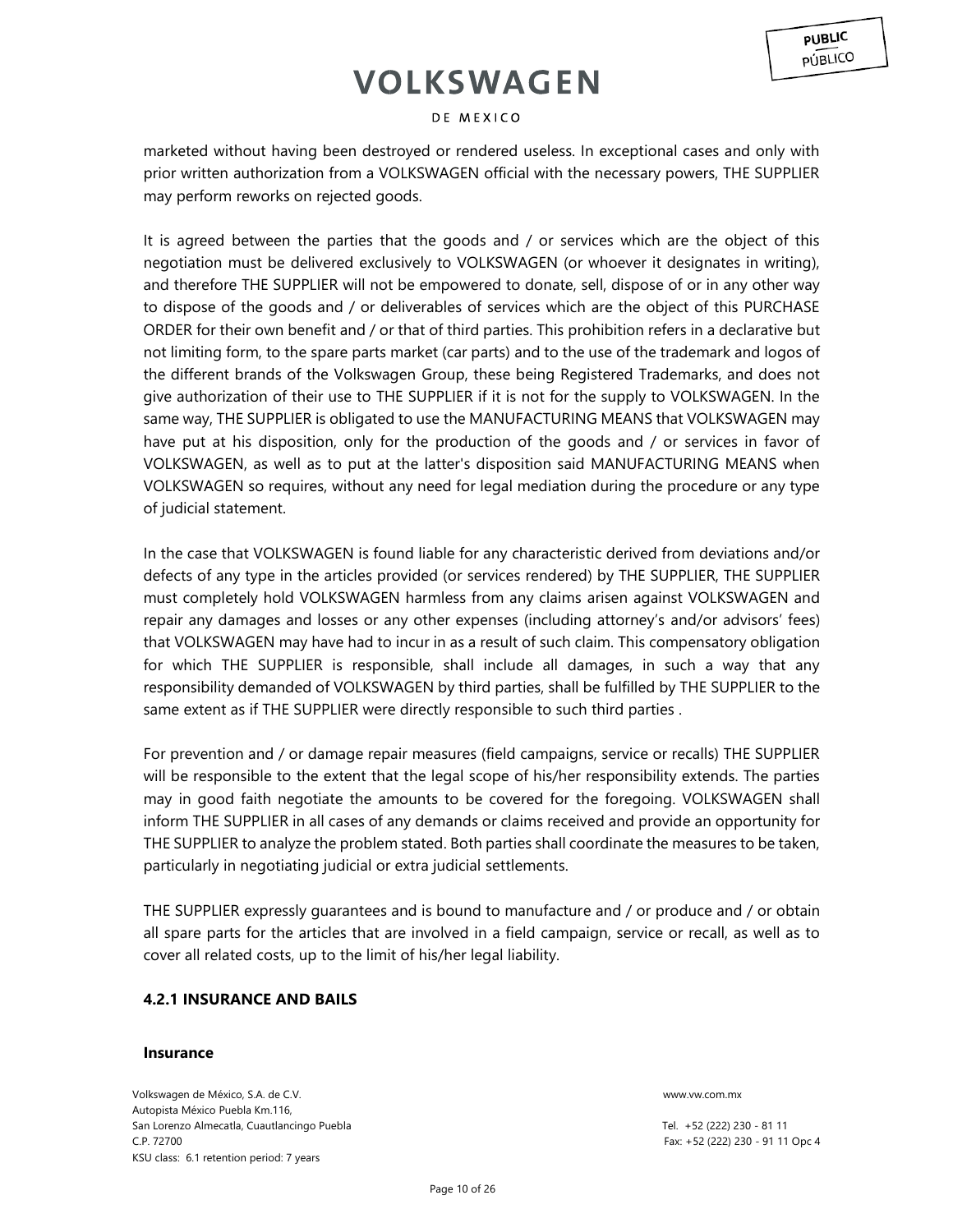marketed without having been destroyed or rendered useless. In exceptional cases and only with prior written authorization from a VOLKSWAGEN official with the necessary powers, THE SUPPLIER may perform reworks on rejected goods.

It is agreed between the parties that the goods and / or services which are the object of this negotiation must be delivered exclusively to VOLKSWAGEN (or whoever it designates in writing), and therefore THE SUPPLIER will not be empowered to donate, sell, dispose of or in any other way to dispose of the goods and / or deliverables of services which are the object of this PURCHASE ORDER for their own benefit and / or that of third parties. This prohibition refers in a declarative but not limiting form, to the spare parts market (car parts) and to the use of the trademark and logos of the different brands of the Volkswagen Group, these being Registered Trademarks, and does not give authorization of their use to THE SUPPLIER if it is not for the supply to VOLKSWAGEN. In the same way, THE SUPPLIER is obligated to use the MANUFACTURING MEANS that VOLKSWAGEN may have put at his disposition, only for the production of the goods and / or services in favor of VOLKSWAGEN, as well as to put at the latter's disposition said MANUFACTURING MEANS when VOLKSWAGEN so requires, without any need for legal mediation during the procedure or any type of judicial statement.

In the case that VOLKSWAGEN is found liable for any characteristic derived from deviations and/or defects of any type in the articles provided (or services rendered) by THE SUPPLIER, THE SUPPLIER must completely hold VOLKSWAGEN harmless from any claims arisen against VOLKSWAGEN and repair any damages and losses or any other expenses (including attorney's and/or advisors' fees) that VOLKSWAGEN may have had to incur in as a result of such claim. This compensatory obligation for which THE SUPPLIER is responsible, shall include all damages, in such a way that any responsibility demanded of VOLKSWAGEN by third parties, shall be fulfilled by THE SUPPLIER to the same extent as if THE SUPPLIER were directly responsible to such third parties .

For prevention and / or damage repair measures (field campaigns, service or recalls) THE SUPPLIER will be responsible to the extent that the legal scope of his/her responsibility extends. The parties may in good faith negotiate the amounts to be covered for the foregoing. VOLKSWAGEN shall inform THE SUPPLIER in all cases of any demands or claims received and provide an opportunity for THE SUPPLIER to analyze the problem stated. Both parties shall coordinate the measures to be taken, particularly in negotiating judicial or extra judicial settlements.

THE SUPPLIER expressly guarantees and is bound to manufacture and / or produce and / or obtain all spare parts for the articles that are involved in a field campaign, service or recall, as well as to cover all related costs, up to the limit of his/her legal liability.

### 4.2.1 INSURANCE AND BAILS

#### Insurance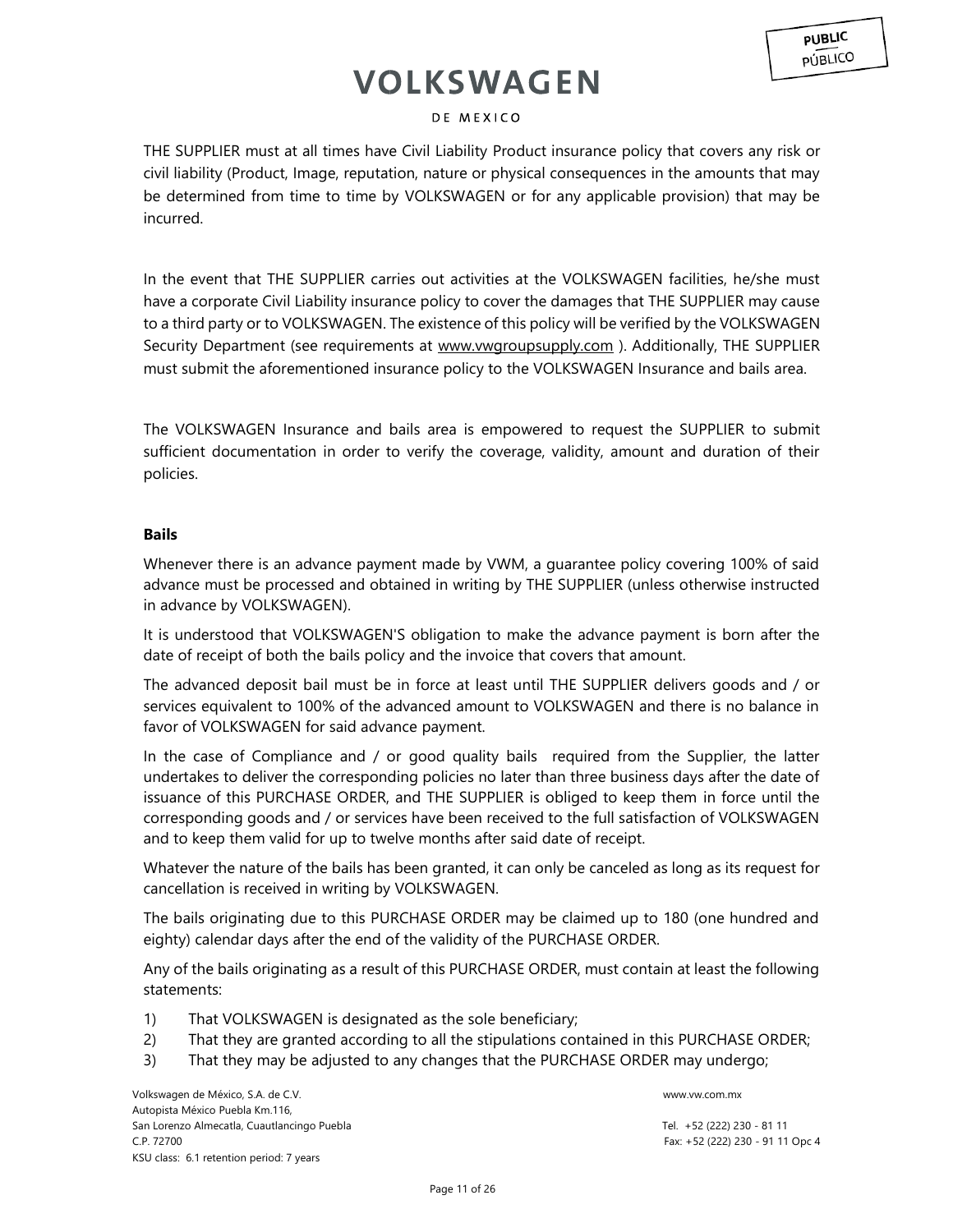THE SUPPLIER must at all times have Civil Liability Product insurance policy that covers any risk or civil liability (Product, Image, reputation, nature or physical consequences in the amounts that may be determined from time to time by VOLKSWAGEN or for any applicable provision) that may be incurred.

In the event that THE SUPPLIER carries out activities at the VOLKSWAGEN facilities, he/she must have a corporate Civil Liability insurance policy to cover the damages that THE SUPPLIER may cause to a third party or to VOLKSWAGEN. The existence of this policy will be verified by the VOLKSWAGEN Security Department (see requirements at www.vwgroupsupply.com ). Additionally, THE SUPPLIER must submit the aforementioned insurance policy to the VOLKSWAGEN Insurance and bails area.

The VOLKSWAGEN Insurance and bails area is empowered to request the SUPPLIER to submit sufficient documentation in order to verify the coverage, validity, amount and duration of their policies.

**Bails**

Whenever there is an advance payment made by VWM, a guarantee policy covering 100% of said advance must be processed and obtained in writing by THE SUPPLIER (unless otherwise instructed in advance by VOLKSWAGEN).

It is understood that VOLKSWAGEN'S obligation to make the advance payment is born after the date of receipt of both the bails policy and the invoice that covers that amount.

The advanced deposit bail must be in force at least until THE SUPPLIER delivers goods and / or services equivalent to 100% of the advanced amount to VOLKSWAGEN and there is no balance in favor of VOLKSWAGEN for said advance payment.

In the case of Compliance and / or good quality bails required from the Supplier, the latter undertakes to deliver the corresponding policies no later than three business days after the date of issuance of this PURCHASE ORDER, and THE SUPPLIER is obliged to keep them in force until the corresponding goods and / or services have been received to the full satisfaction of VOLKSWAGEN and to keep them valid for up to twelve months after said date of receipt.

Whatever the nature of the bails has been granted, it can only be canceled as long as its request for cancellation is received in writing by VOLKSWAGEN.

The bails originating due to this PURCHASE ORDER may be claimed up to 180 (one hundred and eighty) calendar days after the end of the validity of the PURCHASE ORDER.

Any of the bails originating as a result of this PURCHASE ORDER, must contain at least the following statements:

1) That VOLKSWAGEN is designated as the sole beneficiary;
2) That they are granted according to all the stipulations contained in this PURCHASE ORDER;
3) That they may be adjusted to any changes that the PURCHASE ORDER may undergo;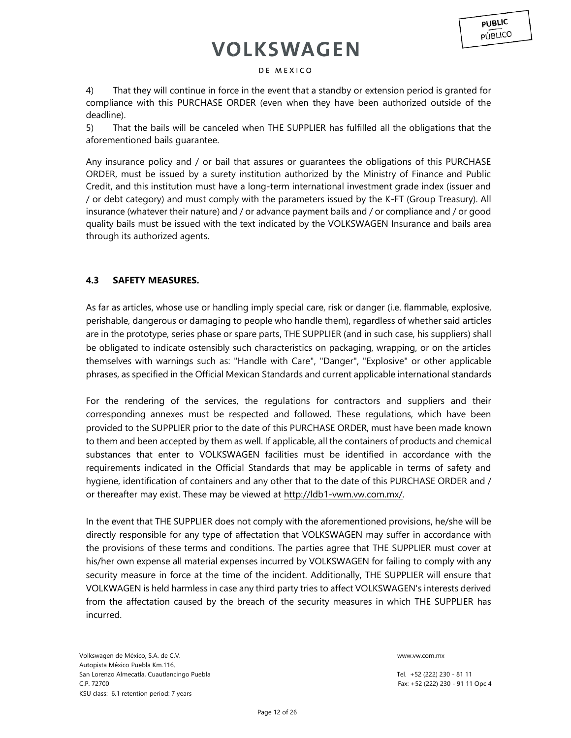4) That they will continue in force in the event that a standby or extension period is granted for compliance with this PURCHASE ORDER (even when they have been authorized outside of the deadline).

5) That the bails will be canceled when THE SUPPLIER has fulfilled all the obligations that the aforementioned bails guarantee.

Any insurance policy and / or bail that assures or guarantees the obligations of this PURCHASE ORDER, must be issued by a surety institution authorized by the Ministry of Finance and Public Credit, and this institution must have a long-term international investment grade index (issuer and / or debt category) and must comply with the parameters issued by the K-FT (Group Treasury). All insurance (whatever their nature) and / or advance payment bails and / or compliance and / or good quality bails must be issued with the text indicated by the VOLKSWAGEN Insurance and bails area through its authorized agents.

### 4.3 SAFETY MEASURES.

As far as articles, whose use or handling imply special care, risk or danger (i.e. flammable, explosive, perishable, dangerous or damaging to people who handle them), regardless of whether said articles are in the prototype, series phase or spare parts, THE SUPPLIER (and in such case, his suppliers) shall be obligated to indicate ostensibly such characteristics on packaging, wrapping, or on the articles themselves with warnings such as: "Handle with Care", "Danger", "Explosive" or other applicable phrases, as specified in the Official Mexican Standards and current applicable international standards

For the rendering of the services, the regulations for contractors and suppliers and their corresponding annexes must be respected and followed. These regulations, which have been provided to the SUPPLIER prior to the date of this PURCHASE ORDER, must have been made known to them and been accepted by them as well. If applicable, all the containers of products and chemical substances that enter to VOLKSWAGEN facilities must be identified in accordance with the requirements indicated in the Official Standards that may be applicable in terms of safety and hygiene, identification of containers and any other that to the date of this PURCHASE ORDER and / or thereafter may exist. These may be viewed at http://ldb1-vwm.vw.com.mx/.

In the event that THE SUPPLIER does not comply with the aforementioned provisions, he/she will be directly responsible for any type of affectation that VOLKSWAGEN may suffer in accordance with the provisions of these terms and conditions. The parties agree that THE SUPPLIER must cover at his/her own expense all material expenses incurred by VOLKSWAGEN for failing to comply with any security measure in force at the time of the incident. Additionally, THE SUPPLIER will ensure that VOLKWAGEN is held harmless in case any third party tries to affect VOLKSWAGEN's interests derived from the affectation caused by the breach of the security measures in which THE SUPPLIER has incurred.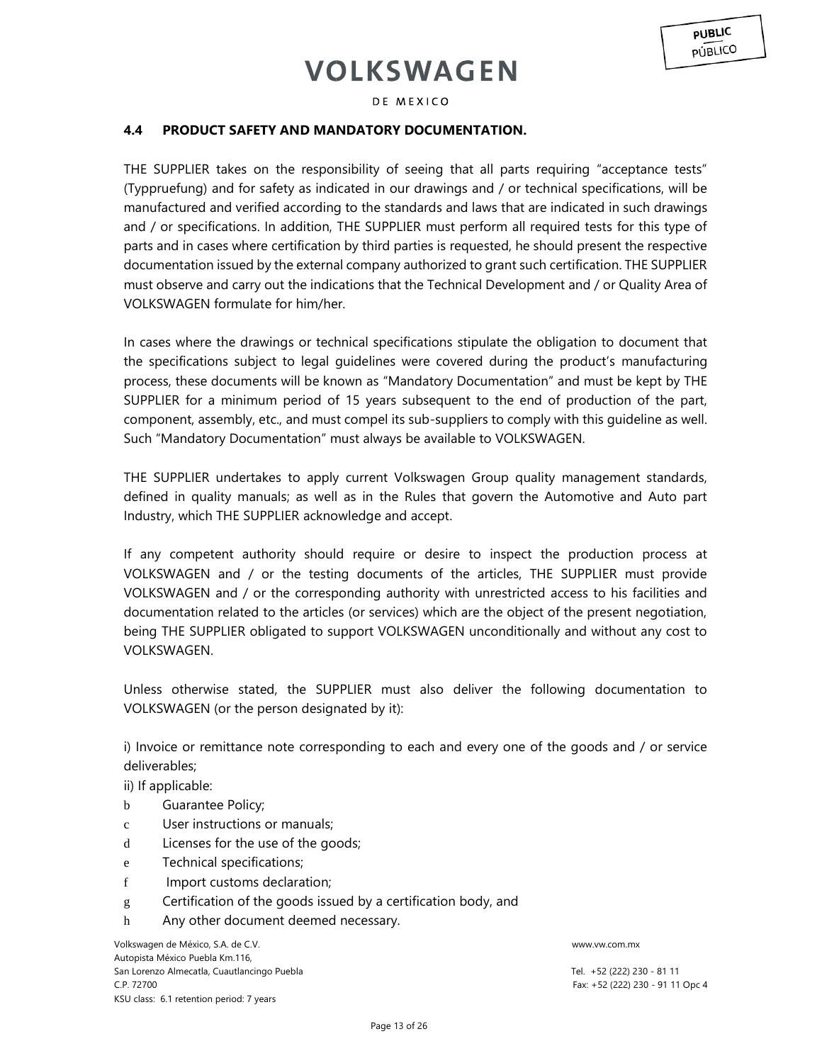### 4.4 PRODUCT SAFETY AND MANDATORY DOCUMENTATION.

THE SUPPLIER takes on the responsibility of seeing that all parts requiring "acceptance tests" (Typpruefung) and for safety as indicated in our drawings and / or technical specifications, will be manufactured and verified according to the standards and laws that are indicated in such drawings and / or specifications. In addition, THE SUPPLIER must perform all required tests for this type of parts and in cases where certification by third parties is requested, he should present the respective documentation issued by the external company authorized to grant such certification. THE SUPPLIER must observe and carry out the indications that the Technical Development and / or Quality Area of VOLKSWAGEN formulate for him/her.

In cases where the drawings or technical specifications stipulate the obligation to document that the specifications subject to legal guidelines were covered during the product's manufacturing process, these documents will be known as "Mandatory Documentation" and must be kept by THE SUPPLIER for a minimum period of 15 years subsequent to the end of production of the part, component, assembly, etc., and must compel its sub-suppliers to comply with this guideline as well. Such "Mandatory Documentation" must always be available to VOLKSWAGEN.

THE SUPPLIER undertakes to apply current Volkswagen Group quality management standards, defined in quality manuals; as well as in the Rules that govern the Automotive and Auto part Industry, which THE SUPPLIER acknowledge and accept.

If any competent authority should require or desire to inspect the production process at VOLKSWAGEN and / or the testing documents of the articles, THE SUPPLIER must provide VOLKSWAGEN and / or the corresponding authority with unrestricted access to his facilities and documentation related to the articles (or services) which are the object of the present negotiation, being THE SUPPLIER obligated to support VOLKSWAGEN unconditionally and without any cost to VOLKSWAGEN.

Unless otherwise stated, the SUPPLIER must also deliver the following documentation to VOLKSWAGEN (or the person designated by it):

i) Invoice or remittance note corresponding to each and every one of the goods and / or service deliverables;

ii) If applicable:

b Guarantee Policy;

c User instructions or manuals;

d Licenses for the use of the goods;

e Technical specifications;

f Import customs declaration;

g Certification of the goods issued by a certification body, and

h Any other document deemed necessary.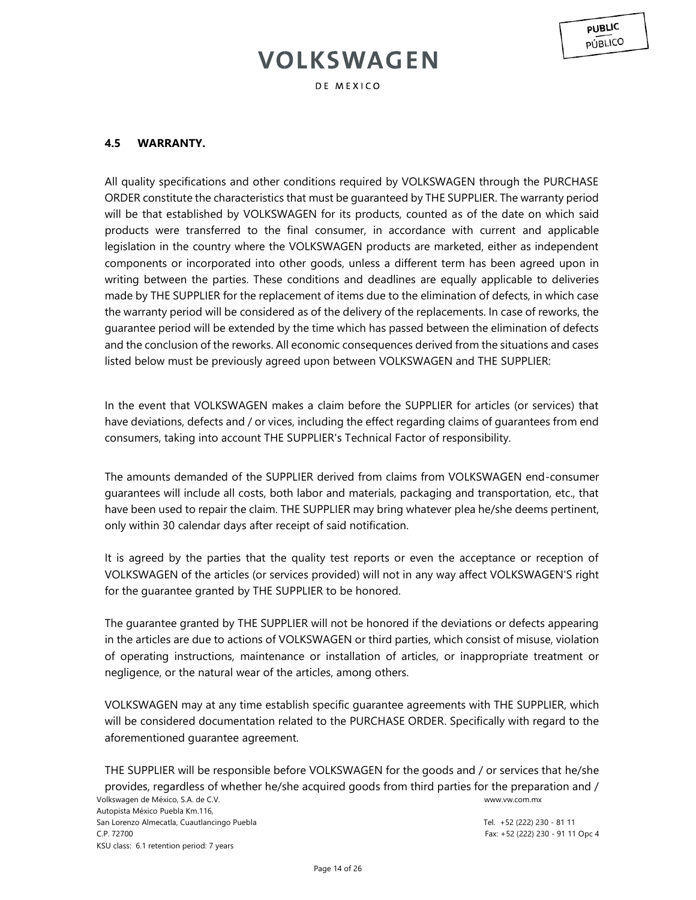### 4.5 WARRANTY.

All quality specifications and other conditions required by VOLKSWAGEN through the PURCHASE ORDER constitute the characteristics that must be guaranteed by THE SUPPLIER. The warranty period will be that established by VOLKSWAGEN for its products, counted as of the date on which said products were transferred to the final consumer, in accordance with current and applicable legislation in the country where the VOLKSWAGEN products are marketed, either as independent components or incorporated into other goods, unless a different term has been agreed upon in writing between the parties. These conditions and deadlines are equally applicable to deliveries made by THE SUPPLIER for the replacement of items due to the elimination of defects, in which case the warranty period will be considered as of the delivery of the replacements. In case of reworks, the guarantee period will be extended by the time which has passed between the elimination of defects and the conclusion of the reworks. All economic consequences derived from the situations and cases listed below must be previously agreed upon between VOLKSWAGEN and THE SUPPLIER:

In the event that VOLKSWAGEN makes a claim before the SUPPLIER for articles (or services) that have deviations, defects and / or vices, including the effect regarding claims of guarantees from end consumers, taking into account THE SUPPLIER's Technical Factor of responsibility.

The amounts demanded of the SUPPLIER derived from claims from VOLKSWAGEN end-consumer guarantees will include all costs, both labor and materials, packaging and transportation, etc., that have been used to repair the claim. THE SUPPLIER may bring whatever plea he/she deems pertinent, only within 30 calendar days after receipt of said notification.

It is agreed by the parties that the quality test reports or even the acceptance or reception of VOLKSWAGEN of the articles (or services provided) will not in any way affect VOLKSWAGEN'S right for the guarantee granted by THE SUPPLIER to be honored.

The guarantee granted by THE SUPPLIER will not be honored if the deviations or defects appearing in the articles are due to actions of VOLKSWAGEN or third parties, which consist of misuse, violation of operating instructions, maintenance or installation of articles, or inappropriate treatment or negligence, or the natural wear of the articles, among others.

VOLKSWAGEN may at any time establish specific guarantee agreements with THE SUPPLIER, which will be considered documentation related to the PURCHASE ORDER. Specifically with regard to the aforementioned guarantee agreement.

THE SUPPLIER will be responsible before VOLKSWAGEN for the goods and / or services that he/she provides, regardless of whether he/she acquired goods from third parties for the preparation and /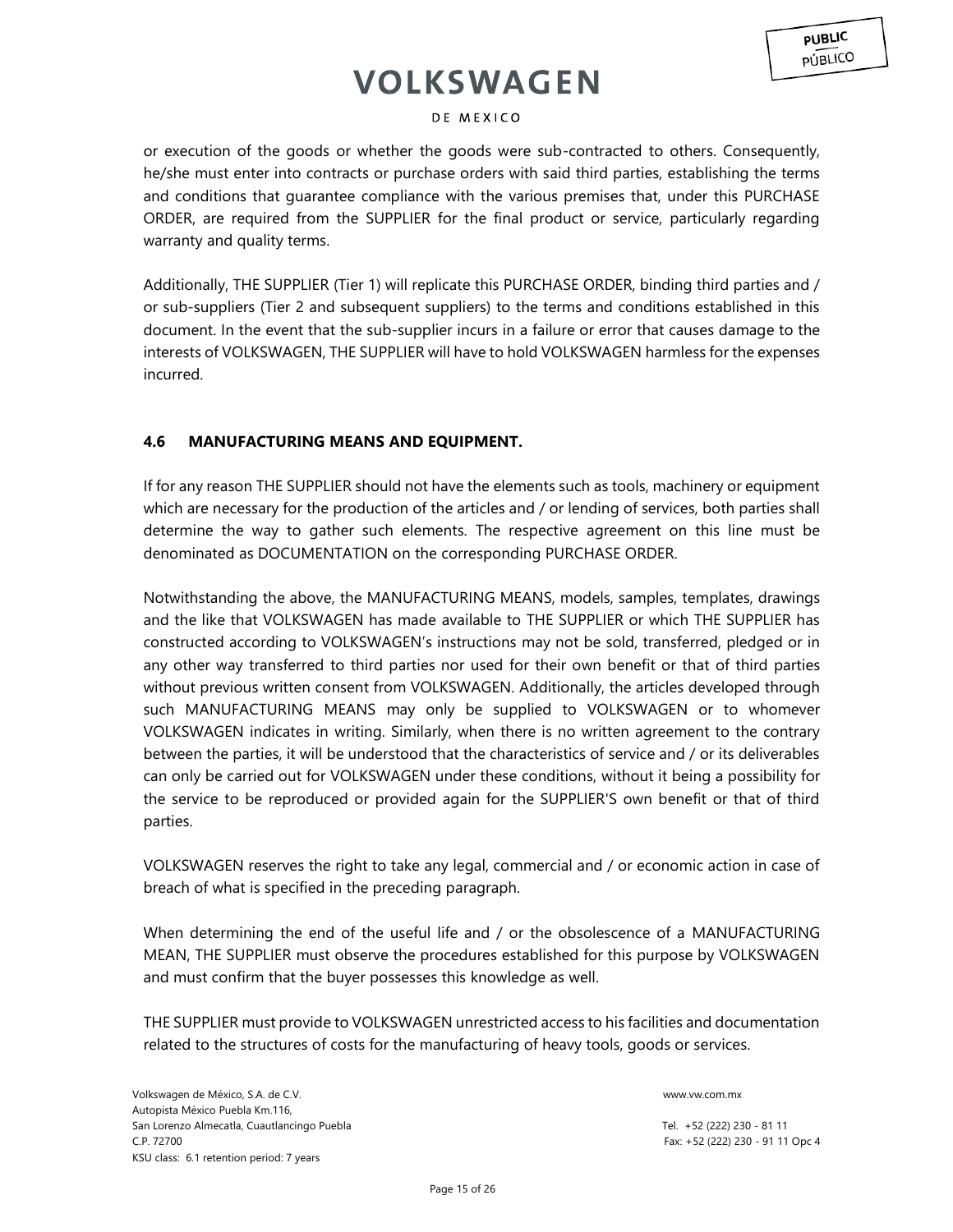or execution of the goods or whether the goods were sub-contracted to others. Consequently, he/she must enter into contracts or purchase orders with said third parties, establishing the terms and conditions that guarantee compliance with the various premises that, under this PURCHASE ORDER, are required from the SUPPLIER for the final product or service, particularly regarding warranty and quality terms.

Additionally, THE SUPPLIER (Tier 1) will replicate this PURCHASE ORDER, binding third parties and / or sub-suppliers (Tier 2 and subsequent suppliers) to the terms and conditions established in this document. In the event that the sub-supplier incurs in a failure or error that causes damage to the interests of VOLKSWAGEN, THE SUPPLIER will have to hold VOLKSWAGEN harmless for the expenses incurred.

### 4.6 MANUFACTURING MEANS AND EQUIPMENT.

If for any reason THE SUPPLIER should not have the elements such as tools, machinery or equipment which are necessary for the production of the articles and / or lending of services, both parties shall determine the way to gather such elements. The respective agreement on this line must be denominated as DOCUMENTATION on the corresponding PURCHASE ORDER.

Notwithstanding the above, the MANUFACTURING MEANS, models, samples, templates, drawings and the like that VOLKSWAGEN has made available to THE SUPPLIER or which THE SUPPLIER has constructed according to VOLKSWAGEN's instructions may not be sold, transferred, pledged or in any other way transferred to third parties nor used for their own benefit or that of third parties without previous written consent from VOLKSWAGEN. Additionally, the articles developed through such MANUFACTURING MEANS may only be supplied to VOLKSWAGEN or to whomever VOLKSWAGEN indicates in writing. Similarly, when there is no written agreement to the contrary between the parties, it will be understood that the characteristics of service and / or its deliverables can only be carried out for VOLKSWAGEN under these conditions, without it being a possibility for the service to be reproduced or provided again for the SUPPLIER'S own benefit or that of third parties.

VOLKSWAGEN reserves the right to take any legal, commercial and / or economic action in case of breach of what is specified in the preceding paragraph.

When determining the end of the useful life and / or the obsolescence of a MANUFACTURING MEAN, THE SUPPLIER must observe the procedures established for this purpose by VOLKSWAGEN and must confirm that the buyer possesses this knowledge as well.

THE SUPPLIER must provide to VOLKSWAGEN unrestricted access to his facilities and documentation related to the structures of costs for the manufacturing of heavy tools, goods or services.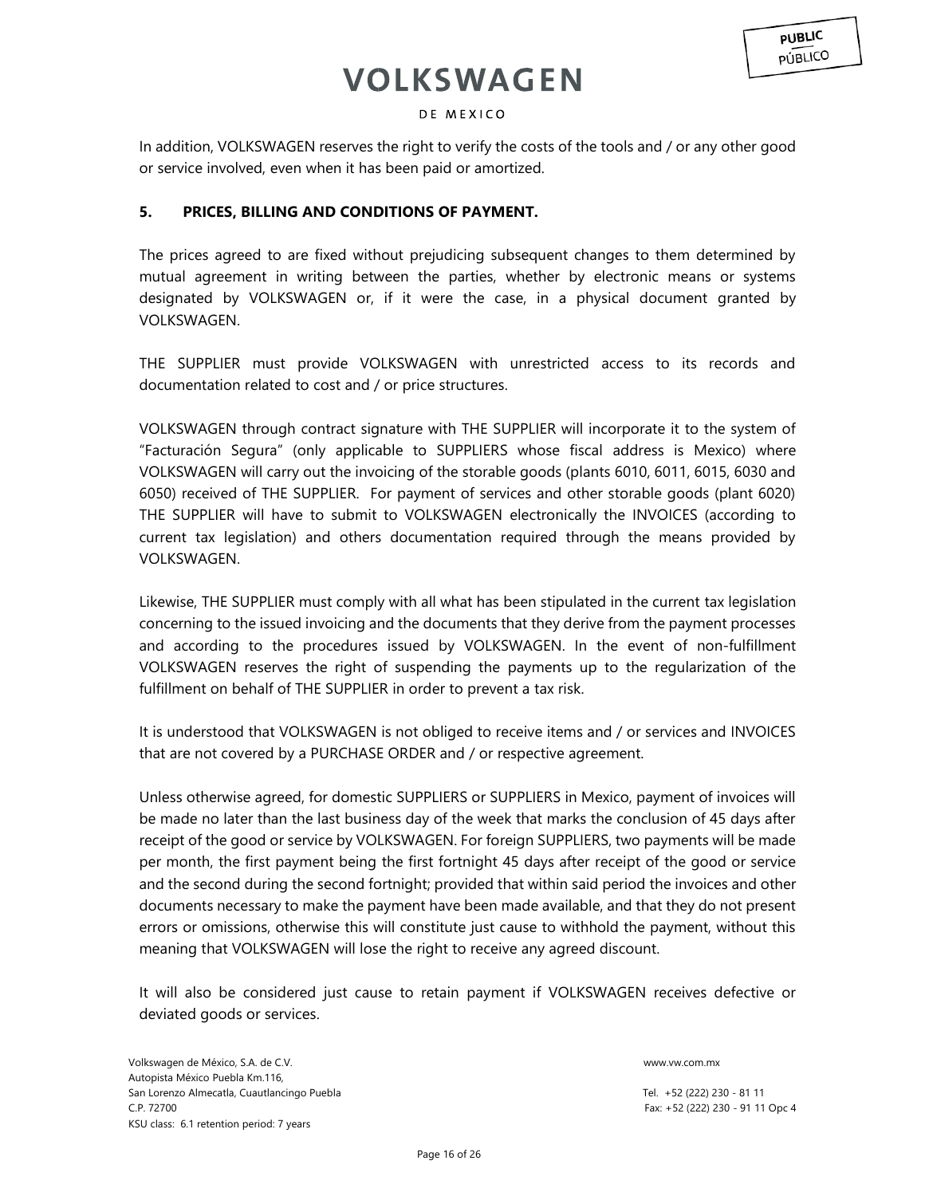In addition, VOLKSWAGEN reserves the right to verify the costs of the tools and / or any other good or service involved, even when it has been paid or amortized.

## 5. PRICES, BILLING AND CONDITIONS OF PAYMENT.

The prices agreed to are fixed without prejudicing subsequent changes to them determined by mutual agreement in writing between the parties, whether by electronic means or systems designated by VOLKSWAGEN or, if it were the case, in a physical document granted by VOLKSWAGEN.

THE SUPPLIER must provide VOLKSWAGEN with unrestricted access to its records and documentation related to cost and / or price structures.

VOLKSWAGEN through contract signature with THE SUPPLIER will incorporate it to the system of "Facturación Segura" (only applicable to SUPPLIERS whose fiscal address is Mexico) where VOLKSWAGEN will carry out the invoicing of the storable goods (plants 6010, 6011, 6015, 6030 and 6050) received of THE SUPPLIER. For payment of services and other storable goods (plant 6020) THE SUPPLIER will have to submit to VOLKSWAGEN electronically the INVOICES (according to current tax legislation) and others documentation required through the means provided by VOLKSWAGEN.

Likewise, THE SUPPLIER must comply with all what has been stipulated in the current tax legislation concerning to the issued invoicing and the documents that they derive from the payment processes and according to the procedures issued by VOLKSWAGEN. In the event of non-fulfillment VOLKSWAGEN reserves the right of suspending the payments up to the regularization of the fulfillment on behalf of THE SUPPLIER in order to prevent a tax risk.

It is understood that VOLKSWAGEN is not obliged to receive items and / or services and INVOICES that are not covered by a PURCHASE ORDER and / or respective agreement.

Unless otherwise agreed, for domestic SUPPLIERS or SUPPLIERS in Mexico, payment of invoices will be made no later than the last business day of the week that marks the conclusion of 45 days after receipt of the good or service by VOLKSWAGEN. For foreign SUPPLIERS, two payments will be made per month, the first payment being the first fortnight 45 days after receipt of the good or service and the second during the second fortnight; provided that within said period the invoices and other documents necessary to make the payment have been made available, and that they do not present errors or omissions, otherwise this will constitute just cause to withhold the payment, without this meaning that VOLKSWAGEN will lose the right to receive any agreed discount.

It will also be considered just cause to retain payment if VOLKSWAGEN receives defective or deviated goods or services.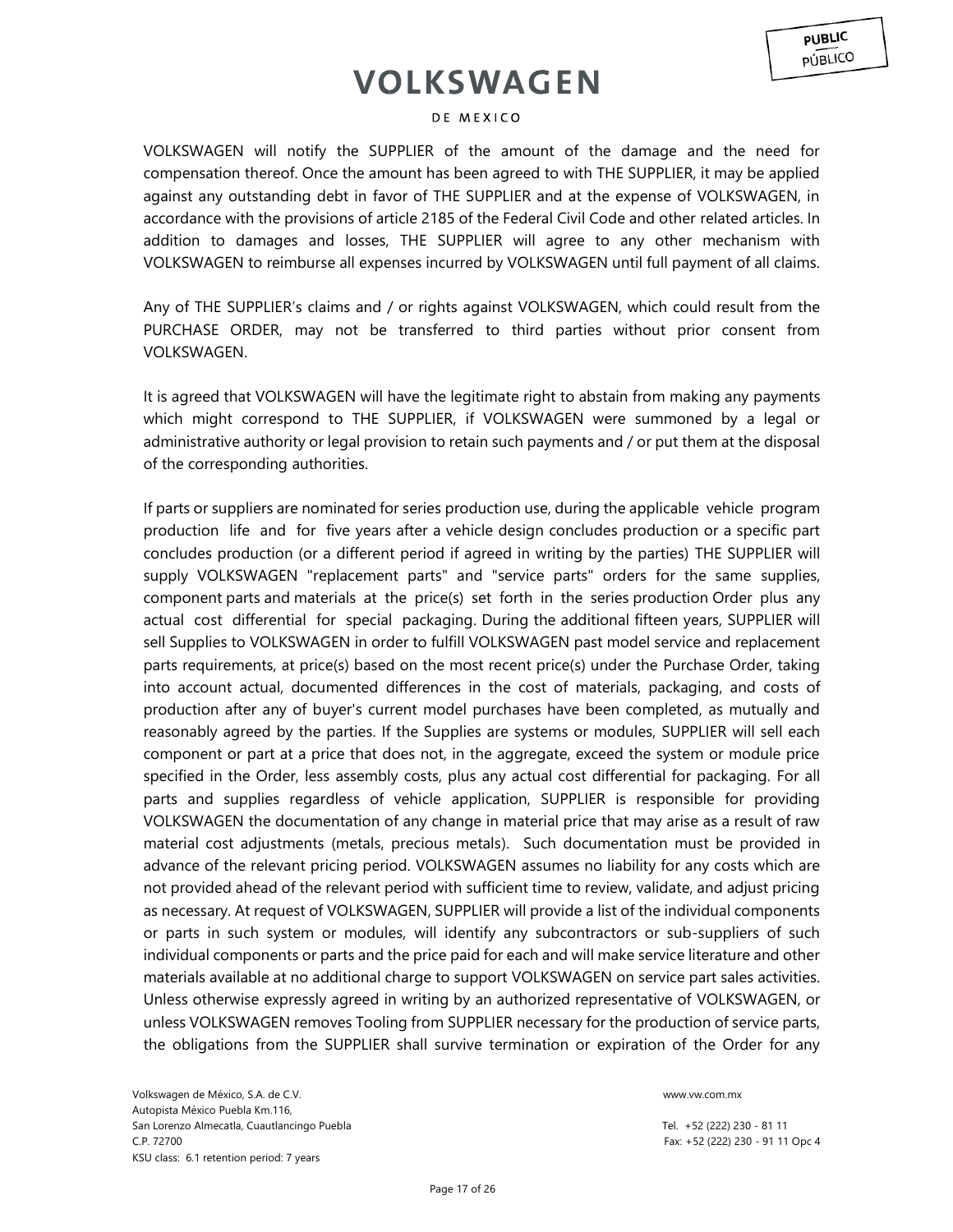VOLKSWAGEN will notify the SUPPLIER of the amount of the damage and the need for compensation thereof. Once the amount has been agreed to with THE SUPPLIER, it may be applied against any outstanding debt in favor of THE SUPPLIER and at the expense of VOLKSWAGEN, in accordance with the provisions of article 2185 of the Federal Civil Code and other related articles. In addition to damages and losses, THE SUPPLIER will agree to any other mechanism with VOLKSWAGEN to reimburse all expenses incurred by VOLKSWAGEN until full payment of all claims.

Any of THE SUPPLIER's claims and / or rights against VOLKSWAGEN, which could result from the PURCHASE ORDER, may not be transferred to third parties without prior consent from VOLKSWAGEN.

It is agreed that VOLKSWAGEN will have the legitimate right to abstain from making any payments which might correspond to THE SUPPLIER, if VOLKSWAGEN were summoned by a legal or administrative authority or legal provision to retain such payments and / or put them at the disposal of the corresponding authorities.

If parts or suppliers are nominated for series production use, during the applicable vehicle program production life and for five years after a vehicle design concludes production or a specific part concludes production (or a different period if agreed in writing by the parties) THE SUPPLIER will supply VOLKSWAGEN "replacement parts" and "service parts" orders for the same supplies, component parts and materials at the price(s) set forth in the series production Order plus any actual cost differential for special packaging. During the additional fifteen years, SUPPLIER will sell Supplies to VOLKSWAGEN in order to fulfill VOLKSWAGEN past model service and replacement parts requirements, at price(s) based on the most recent price(s) under the Purchase Order, taking into account actual, documented differences in the cost of materials, packaging, and costs of production after any of buyer's current model purchases have been completed, as mutually and reasonably agreed by the parties. If the Supplies are systems or modules, SUPPLIER will sell each component or part at a price that does not, in the aggregate, exceed the system or module price specified in the Order, less assembly costs, plus any actual cost differential for packaging. For all parts and supplies regardless of vehicle application, SUPPLIER is responsible for providing VOLKSWAGEN the documentation of any change in material price that may arise as a result of raw material cost adjustments (metals, precious metals). Such documentation must be provided in advance of the relevant pricing period. VOLKSWAGEN assumes no liability for any costs which are not provided ahead of the relevant period with sufficient time to review, validate, and adjust pricing as necessary. At request of VOLKSWAGEN, SUPPLIER will provide a list of the individual components or parts in such system or modules, will identify any subcontractors or sub-suppliers of such individual components or parts and the price paid for each and will make service literature and other materials available at no additional charge to support VOLKSWAGEN on service part sales activities. Unless otherwise expressly agreed in writing by an authorized representative of VOLKSWAGEN, or unless VOLKSWAGEN removes Tooling from SUPPLIER necessary for the production of service parts, the obligations from the SUPPLIER shall survive termination or expiration of the Order for any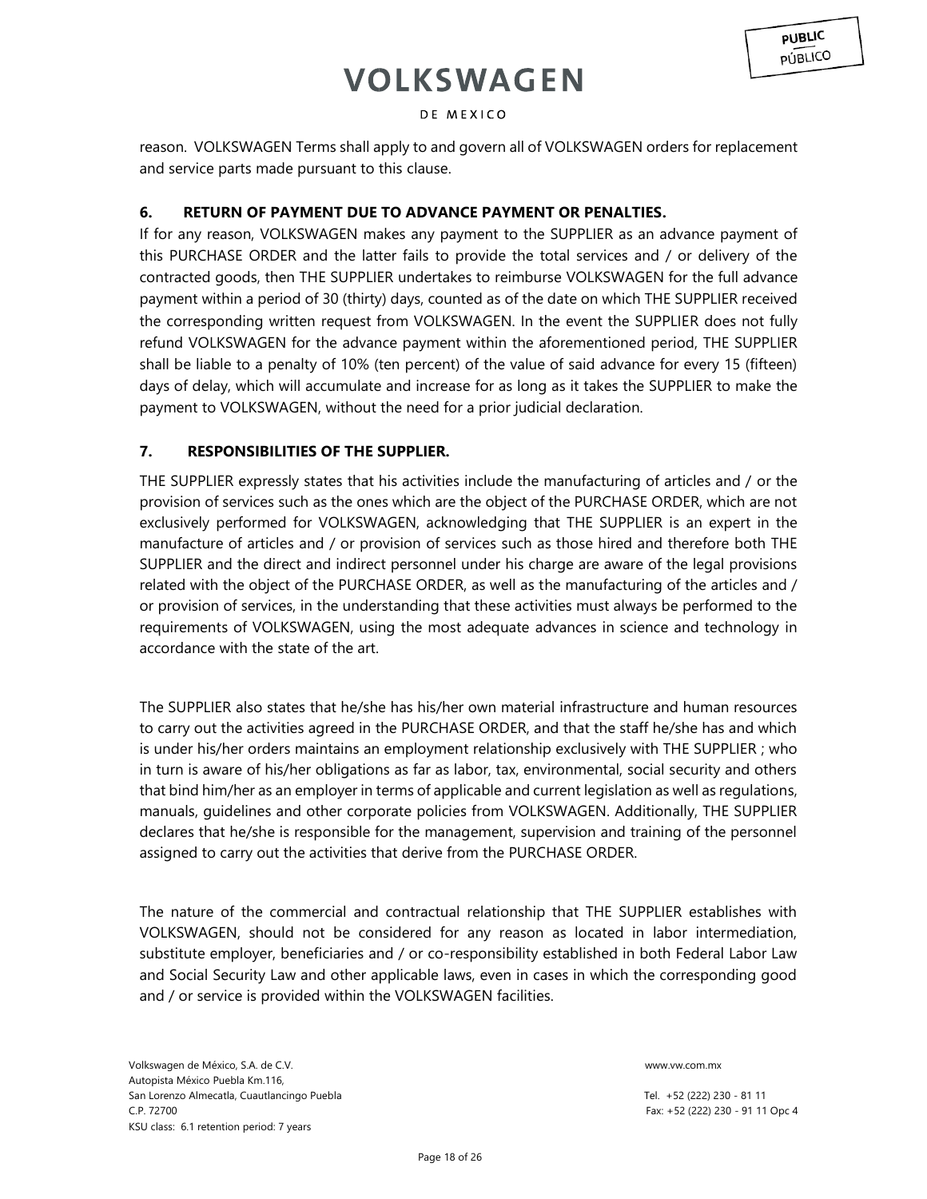reason. VOLKSWAGEN Terms shall apply to and govern all of VOLKSWAGEN orders for replacement and service parts made pursuant to this clause.

## 6. RETURN OF PAYMENT DUE TO ADVANCE PAYMENT OR PENALTIES.

If for any reason, VOLKSWAGEN makes any payment to the SUPPLIER as an advance payment of this PURCHASE ORDER and the latter fails to provide the total services and / or delivery of the contracted goods, then THE SUPPLIER undertakes to reimburse VOLKSWAGEN for the full advance payment within a period of 30 (thirty) days, counted as of the date on which THE SUPPLIER received the corresponding written request from VOLKSWAGEN. In the event the SUPPLIER does not fully refund VOLKSWAGEN for the advance payment within the aforementioned period, THE SUPPLIER shall be liable to a penalty of 10% (ten percent) of the value of said advance for every 15 (fifteen) days of delay, which will accumulate and increase for as long as it takes the SUPPLIER to make the payment to VOLKSWAGEN, without the need for a prior judicial declaration.

## 7. RESPONSIBILITIES OF THE SUPPLIER.

THE SUPPLIER expressly states that his activities include the manufacturing of articles and / or the provision of services such as the ones which are the object of the PURCHASE ORDER, which are not exclusively performed for VOLKSWAGEN, acknowledging that THE SUPPLIER is an expert in the manufacture of articles and / or provision of services such as those hired and therefore both THE SUPPLIER and the direct and indirect personnel under his charge are aware of the legal provisions related with the object of the PURCHASE ORDER, as well as the manufacturing of the articles and / or provision of services, in the understanding that these activities must always be performed to the requirements of VOLKSWAGEN, using the most adequate advances in science and technology in accordance with the state of the art.

The SUPPLIER also states that he/she has his/her own material infrastructure and human resources to carry out the activities agreed in the PURCHASE ORDER, and that the staff he/she has and which is under his/her orders maintains an employment relationship exclusively with THE SUPPLIER ; who in turn is aware of his/her obligations as far as labor, tax, environmental, social security and others that bind him/her as an employer in terms of applicable and current legislation as well as regulations, manuals, guidelines and other corporate policies from VOLKSWAGEN. Additionally, THE SUPPLIER declares that he/she is responsible for the management, supervision and training of the personnel assigned to carry out the activities that derive from the PURCHASE ORDER.

The nature of the commercial and contractual relationship that THE SUPPLIER establishes with VOLKSWAGEN, should not be considered for any reason as located in labor intermediation, substitute employer, beneficiaries and / or co-responsibility established in both Federal Labor Law and Social Security Law and other applicable laws, even in cases in which the corresponding good and / or service is provided within the VOLKSWAGEN facilities.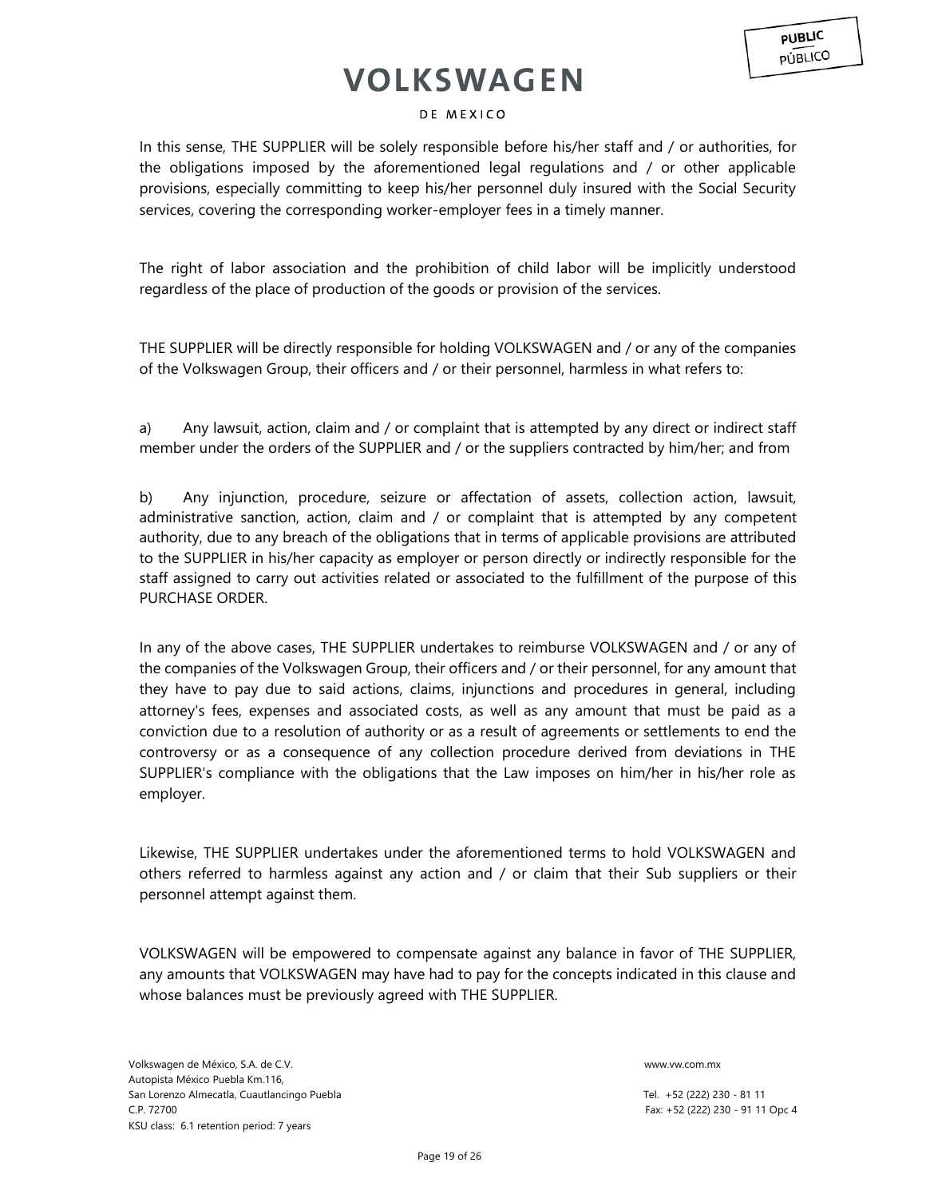In this sense, THE SUPPLIER will be solely responsible before his/her staff and / or authorities, for the obligations imposed by the aforementioned legal regulations and / or other applicable provisions, especially committing to keep his/her personnel duly insured with the Social Security services, covering the corresponding worker-employer fees in a timely manner.

The right of labor association and the prohibition of child labor will be implicitly understood regardless of the place of production of the goods or provision of the services.

THE SUPPLIER will be directly responsible for holding VOLKSWAGEN and / or any of the companies of the Volkswagen Group, their officers and / or their personnel, harmless in what refers to:

a) Any lawsuit, action, claim and / or complaint that is attempted by any direct or indirect staff member under the orders of the SUPPLIER and / or the suppliers contracted by him/her; and from

b) Any injunction, procedure, seizure or affectation of assets, collection action, lawsuit, administrative sanction, action, claim and / or complaint that is attempted by any competent authority, due to any breach of the obligations that in terms of applicable provisions are attributed to the SUPPLIER in his/her capacity as employer or person directly or indirectly responsible for the staff assigned to carry out activities related or associated to the fulfillment of the purpose of this PURCHASE ORDER.

In any of the above cases, THE SUPPLIER undertakes to reimburse VOLKSWAGEN and / or any of the companies of the Volkswagen Group, their officers and / or their personnel, for any amount that they have to pay due to said actions, claims, injunctions and procedures in general, including attorney's fees, expenses and associated costs, as well as any amount that must be paid as a conviction due to a resolution of authority or as a result of agreements or settlements to end the controversy or as a consequence of any collection procedure derived from deviations in THE SUPPLIER's compliance with the obligations that the Law imposes on him/her in his/her role as employer.

Likewise, THE SUPPLIER undertakes under the aforementioned terms to hold VOLKSWAGEN and others referred to harmless against any action and / or claim that their Sub suppliers or their personnel attempt against them.

VOLKSWAGEN will be empowered to compensate against any balance in favor of THE SUPPLIER, any amounts that VOLKSWAGEN may have had to pay for the concepts indicated in this clause and whose balances must be previously agreed with THE SUPPLIER.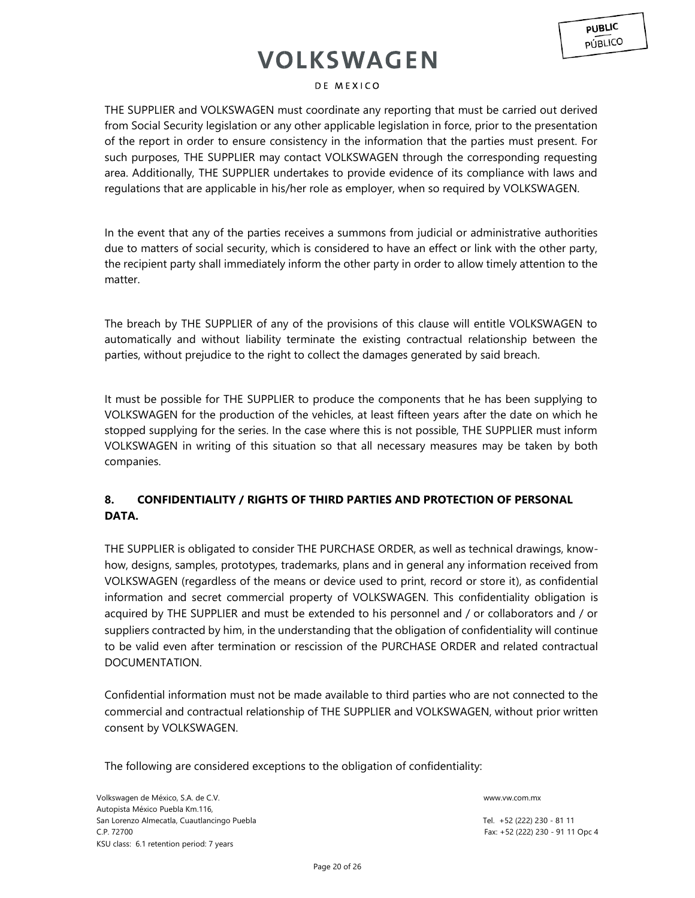THE SUPPLIER and VOLKSWAGEN must coordinate any reporting that must be carried out derived from Social Security legislation or any other applicable legislation in force, prior to the presentation of the report in order to ensure consistency in the information that the parties must present. For such purposes, THE SUPPLIER may contact VOLKSWAGEN through the corresponding requesting area. Additionally, THE SUPPLIER undertakes to provide evidence of its compliance with laws and regulations that are applicable in his/her role as employer, when so required by VOLKSWAGEN.

In the event that any of the parties receives a summons from judicial or administrative authorities due to matters of social security, which is considered to have an effect or link with the other party, the recipient party shall immediately inform the other party in order to allow timely attention to the matter.

The breach by THE SUPPLIER of any of the provisions of this clause will entitle VOLKSWAGEN to automatically and without liability terminate the existing contractual relationship between the parties, without prejudice to the right to collect the damages generated by said breach.

It must be possible for THE SUPPLIER to produce the components that he has been supplying to VOLKSWAGEN for the production of the vehicles, at least fifteen years after the date on which he stopped supplying for the series. In the case where this is not possible, THE SUPPLIER must inform VOLKSWAGEN in writing of this situation so that all necessary measures may be taken by both companies.

## 8. CONFIDENTIALITY / RIGHTS OF THIRD PARTIES AND PROTECTION OF PERSONAL DATA.

THE SUPPLIER is obligated to consider THE PURCHASE ORDER, as well as technical drawings, know-how, designs, samples, prototypes, trademarks, plans and in general any information received from VOLKSWAGEN (regardless of the means or device used to print, record or store it), as confidential information and secret commercial property of VOLKSWAGEN. This confidentiality obligation is acquired by THE SUPPLIER and must be extended to his personnel and / or collaborators and / or suppliers contracted by him, in the understanding that the obligation of confidentiality will continue to be valid even after termination or rescission of the PURCHASE ORDER and related contractual DOCUMENTATION.

Confidential information must not be made available to third parties who are not connected to the commercial and contractual relationship of THE SUPPLIER and VOLKSWAGEN, without prior written consent by VOLKSWAGEN.

The following are considered exceptions to the obligation of confidentiality: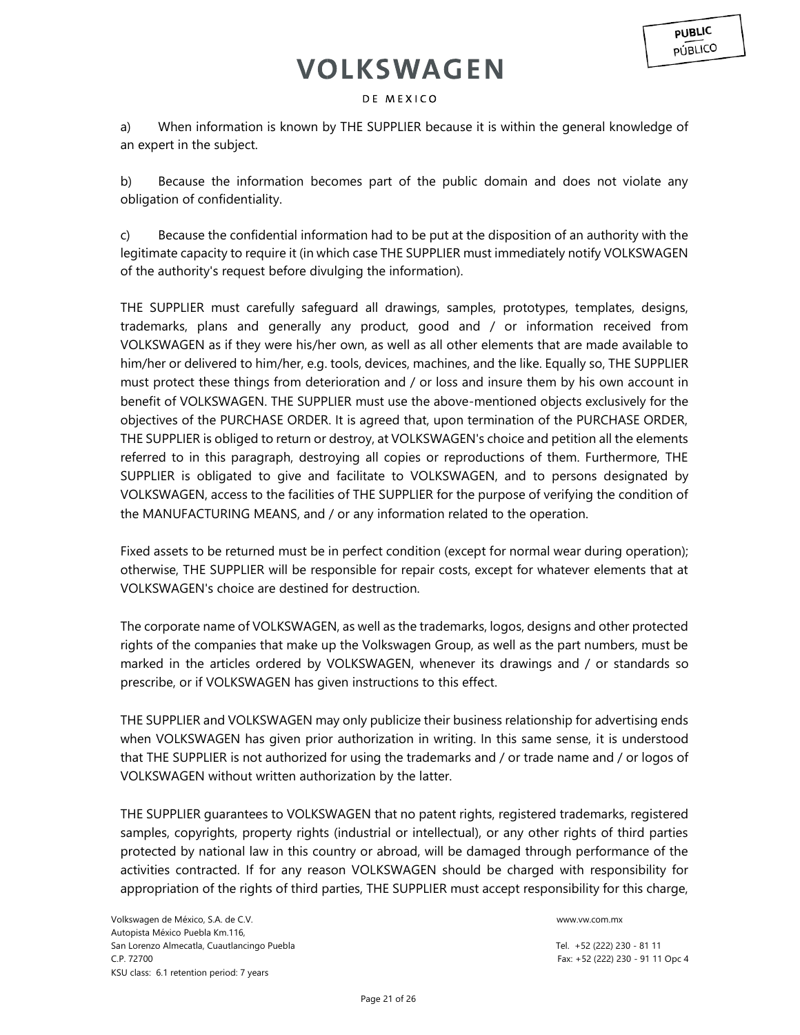a) When information is known by THE SUPPLIER because it is within the general knowledge of an expert in the subject.

b) Because the information becomes part of the public domain and does not violate any obligation of confidentiality.

c) Because the confidential information had to be put at the disposition of an authority with the legitimate capacity to require it (in which case THE SUPPLIER must immediately notify VOLKSWAGEN of the authority's request before divulging the information).

THE SUPPLIER must carefully safeguard all drawings, samples, prototypes, templates, designs, trademarks, plans and generally any product, good and / or information received from VOLKSWAGEN as if they were his/her own, as well as all other elements that are made available to him/her or delivered to him/her, e.g. tools, devices, machines, and the like. Equally so, THE SUPPLIER must protect these things from deterioration and / or loss and insure them by his own account in benefit of VOLKSWAGEN. THE SUPPLIER must use the above-mentioned objects exclusively for the objectives of the PURCHASE ORDER. It is agreed that, upon termination of the PURCHASE ORDER, THE SUPPLIER is obliged to return or destroy, at VOLKSWAGEN's choice and petition all the elements referred to in this paragraph, destroying all copies or reproductions of them. Furthermore, THE SUPPLIER is obligated to give and facilitate to VOLKSWAGEN, and to persons designated by VOLKSWAGEN, access to the facilities of THE SUPPLIER for the purpose of verifying the condition of the MANUFACTURING MEANS, and / or any information related to the operation.

Fixed assets to be returned must be in perfect condition (except for normal wear during operation); otherwise, THE SUPPLIER will be responsible for repair costs, except for whatever elements that at VOLKSWAGEN's choice are destined for destruction.

The corporate name of VOLKSWAGEN, as well as the trademarks, logos, designs and other protected rights of the companies that make up the Volkswagen Group, as well as the part numbers, must be marked in the articles ordered by VOLKSWAGEN, whenever its drawings and / or standards so prescribe, or if VOLKSWAGEN has given instructions to this effect.

THE SUPPLIER and VOLKSWAGEN may only publicize their business relationship for advertising ends when VOLKSWAGEN has given prior authorization in writing. In this same sense, it is understood that THE SUPPLIER is not authorized for using the trademarks and / or trade name and / or logos of VOLKSWAGEN without written authorization by the latter.

THE SUPPLIER guarantees to VOLKSWAGEN that no patent rights, registered trademarks, registered samples, copyrights, property rights (industrial or intellectual), or any other rights of third parties protected by national law in this country or abroad, will be damaged through performance of the activities contracted. If for any reason VOLKSWAGEN should be charged with responsibility for appropriation of the rights of third parties, THE SUPPLIER must accept responsibility for this charge,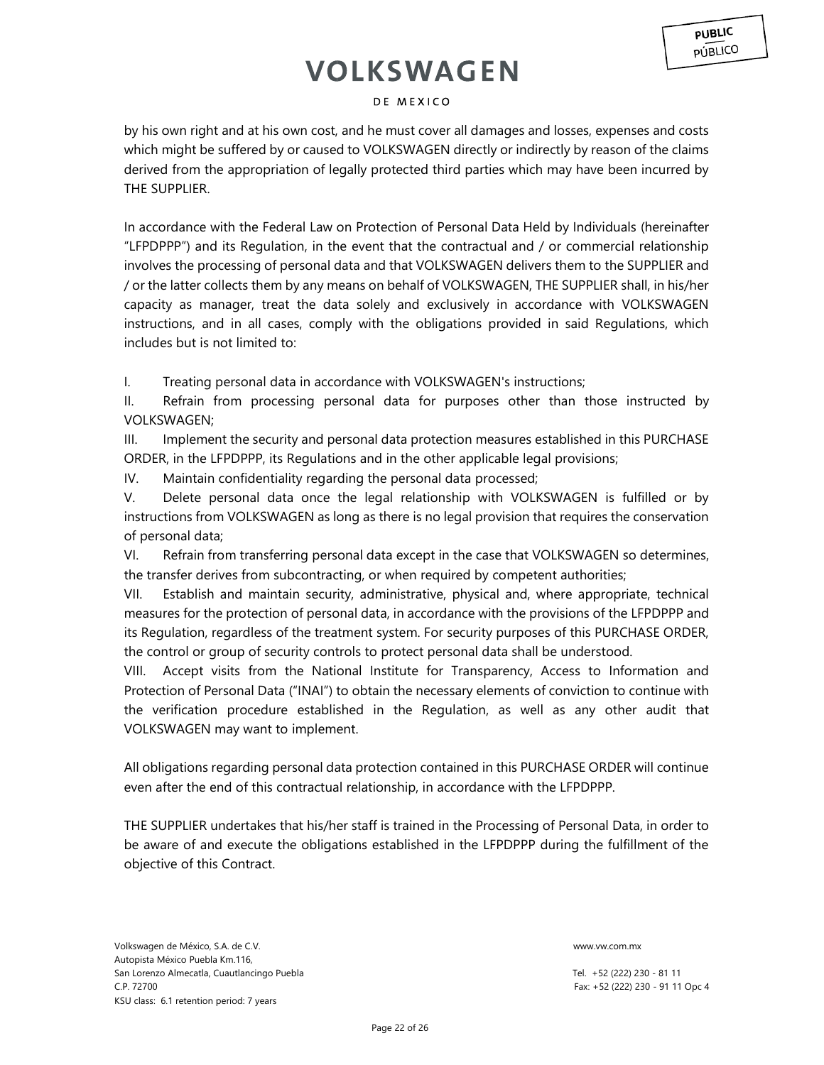by his own right and at his own cost, and he must cover all damages and losses, expenses and costs which might be suffered by or caused to VOLKSWAGEN directly or indirectly by reason of the claims derived from the appropriation of legally protected third parties which may have been incurred by THE SUPPLIER.

In accordance with the Federal Law on Protection of Personal Data Held by Individuals (hereinafter "LFPDPPP") and its Regulation, in the event that the contractual and / or commercial relationship involves the processing of personal data and that VOLKSWAGEN delivers them to the SUPPLIER and / or the latter collects them by any means on behalf of VOLKSWAGEN, THE SUPPLIER shall, in his/her capacity as manager, treat the data solely and exclusively in accordance with VOLKSWAGEN instructions, and in all cases, comply with the obligations provided in said Regulations, which includes but is not limited to:

I. Treating personal data in accordance with VOLKSWAGEN's instructions;
II. Refrain from processing personal data for purposes other than those instructed by VOLKSWAGEN;
III. Implement the security and personal data protection measures established in this PURCHASE ORDER, in the LFPDPPP, its Regulations and in the other applicable legal provisions;
IV. Maintain confidentiality regarding the personal data processed;
V. Delete personal data once the legal relationship with VOLKSWAGEN is fulfilled or by instructions from VOLKSWAGEN as long as there is no legal provision that requires the conservation of personal data;
VI. Refrain from transferring personal data except in the case that VOLKSWAGEN so determines, the transfer derives from subcontracting, or when required by competent authorities;
VII. Establish and maintain security, administrative, physical and, where appropriate, technical measures for the protection of personal data, in accordance with the provisions of the LFPDPPP and its Regulation, regardless of the treatment system. For security purposes of this PURCHASE ORDER, the control or group of security controls to protect personal data shall be understood.
VIII. Accept visits from the National Institute for Transparency, Access to Information and Protection of Personal Data ("INAI") to obtain the necessary elements of conviction to continue with the verification procedure established in the Regulation, as well as any other audit that VOLKSWAGEN may want to implement.

All obligations regarding personal data protection contained in this PURCHASE ORDER will continue even after the end of this contractual relationship, in accordance with the LFPDPPP.

THE SUPPLIER undertakes that his/her staff is trained in the Processing of Personal Data, in order to be aware of and execute the obligations established in the LFPDPPP during the fulfillment of the objective of this Contract.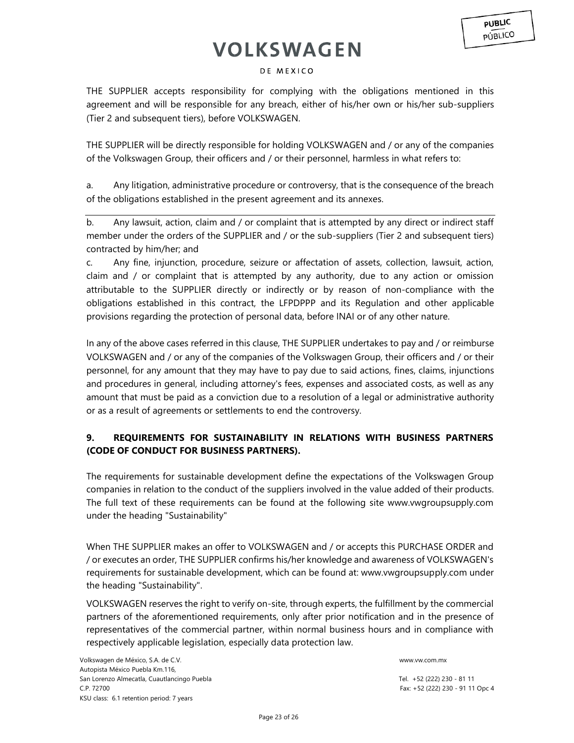THE SUPPLIER accepts responsibility for complying with the obligations mentioned in this agreement and will be responsible for any breach, either of his/her own or his/her sub-suppliers (Tier 2 and subsequent tiers), before VOLKSWAGEN.

THE SUPPLIER will be directly responsible for holding VOLKSWAGEN and / or any of the companies of the Volkswagen Group, their officers and / or their personnel, harmless in what refers to:

a. Any litigation, administrative procedure or controversy, that is the consequence of the breach of the obligations established in the present agreement and its annexes.

b. Any lawsuit, action, claim and / or complaint that is attempted by any direct or indirect staff member under the orders of the SUPPLIER and / or the sub-suppliers (Tier 2 and subsequent tiers) contracted by him/her; and

c. Any fine, injunction, procedure, seizure or affectation of assets, collection, lawsuit, action, claim and / or complaint that is attempted by any authority, due to any action or omission attributable to the SUPPLIER directly or indirectly or by reason of non-compliance with the obligations established in this contract, the LFPDPPP and its Regulation and other applicable provisions regarding the protection of personal data, before INAI or of any other nature.

In any of the above cases referred in this clause, THE SUPPLIER undertakes to pay and / or reimburse VOLKSWAGEN and / or any of the companies of the Volkswagen Group, their officers and / or their personnel, for any amount that they may have to pay due to said actions, fines, claims, injunctions and procedures in general, including attorney's fees, expenses and associated costs, as well as any amount that must be paid as a conviction due to a resolution of a legal or administrative authority or as a result of agreements or settlements to end the controversy.

## 9. REQUIREMENTS FOR SUSTAINABILITY IN RELATIONS WITH BUSINESS PARTNERS (CODE OF CONDUCT FOR BUSINESS PARTNERS).

The requirements for sustainable development define the expectations of the Volkswagen Group companies in relation to the conduct of the suppliers involved in the value added of their products. The full text of these requirements can be found at the following site www.vwgroupsupply.com under the heading "Sustainability"

When THE SUPPLIER makes an offer to VOLKSWAGEN and / or accepts this PURCHASE ORDER and / or executes an order, THE SUPPLIER confirms his/her knowledge and awareness of VOLKSWAGEN's requirements for sustainable development, which can be found at: www.vwgroupsupply.com under the heading "Sustainability".

VOLKSWAGEN reserves the right to verify on-site, through experts, the fulfillment by the commercial partners of the aforementioned requirements, only after prior notification and in the presence of representatives of the commercial partner, within normal business hours and in compliance with respectively applicable legislation, especially data protection law.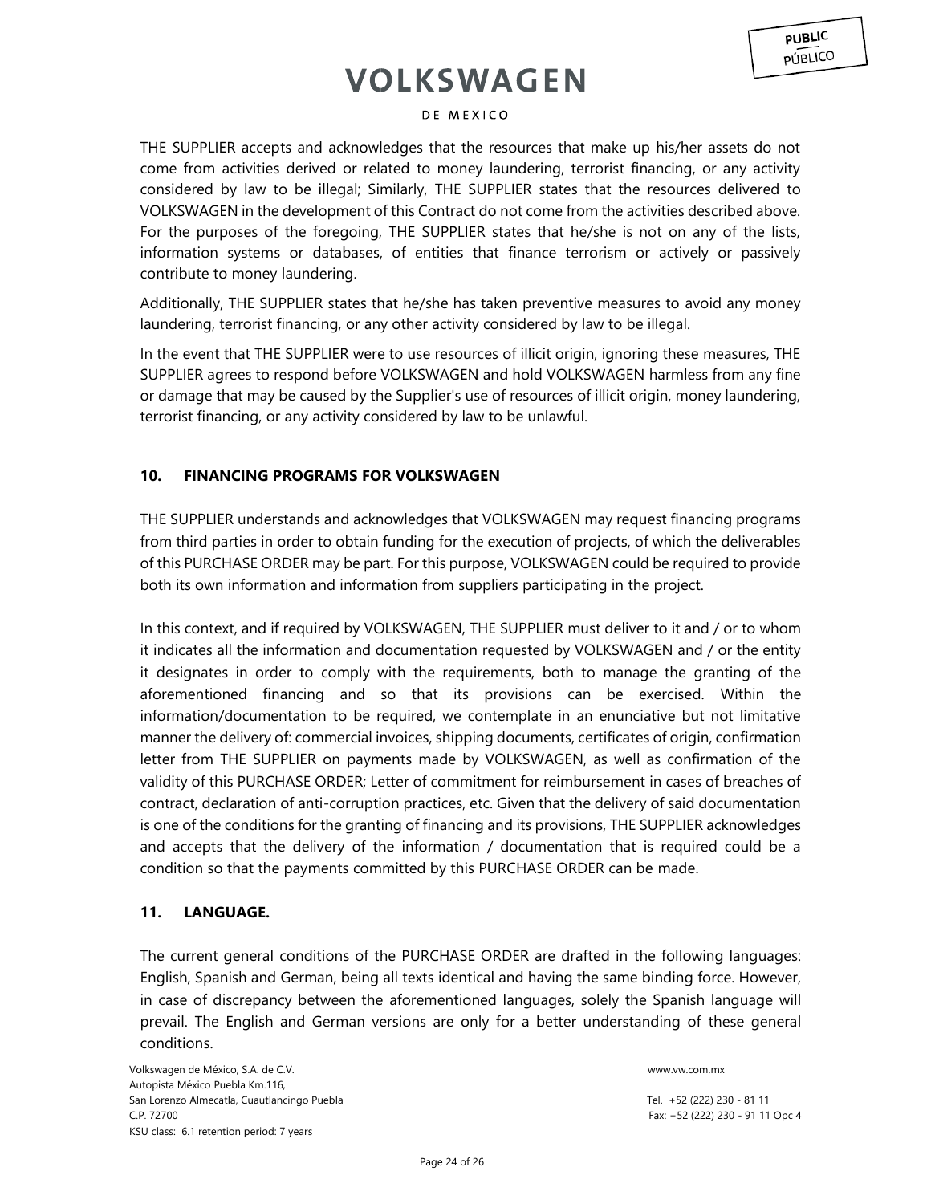THE SUPPLIER accepts and acknowledges that the resources that make up his/her assets do not come from activities derived or related to money laundering, terrorist financing, or any activity considered by law to be illegal; Similarly, THE SUPPLIER states that the resources delivered to VOLKSWAGEN in the development of this Contract do not come from the activities described above. For the purposes of the foregoing, THE SUPPLIER states that he/she is not on any of the lists, information systems or databases, of entities that finance terrorism or actively or passively contribute to money laundering.

Additionally, THE SUPPLIER states that he/she has taken preventive measures to avoid any money laundering, terrorist financing, or any other activity considered by law to be illegal.

In the event that THE SUPPLIER were to use resources of illicit origin, ignoring these measures, THE SUPPLIER agrees to respond before VOLKSWAGEN and hold VOLKSWAGEN harmless from any fine or damage that may be caused by the Supplier's use of resources of illicit origin, money laundering, terrorist financing, or any activity considered by law to be unlawful.

## 10. FINANCING PROGRAMS FOR VOLKSWAGEN

THE SUPPLIER understands and acknowledges that VOLKSWAGEN may request financing programs from third parties in order to obtain funding for the execution of projects, of which the deliverables of this PURCHASE ORDER may be part. For this purpose, VOLKSWAGEN could be required to provide both its own information and information from suppliers participating in the project.

In this context, and if required by VOLKSWAGEN, THE SUPPLIER must deliver to it and / or to whom it indicates all the information and documentation requested by VOLKSWAGEN and / or the entity it designates in order to comply with the requirements, both to manage the granting of the aforementioned financing and so that its provisions can be exercised. Within the information/documentation to be required, we contemplate in an enunciative but not limitative manner the delivery of: commercial invoices, shipping documents, certificates of origin, confirmation letter from THE SUPPLIER on payments made by VOLKSWAGEN, as well as confirmation of the validity of this PURCHASE ORDER; Letter of commitment for reimbursement in cases of breaches of contract, declaration of anti-corruption practices, etc. Given that the delivery of said documentation is one of the conditions for the granting of financing and its provisions, THE SUPPLIER acknowledges and accepts that the delivery of the information / documentation that is required could be a condition so that the payments committed by this PURCHASE ORDER can be made.

## 11. LANGUAGE.

The current general conditions of the PURCHASE ORDER are drafted in the following languages: English, Spanish and German, being all texts identical and having the same binding force. However, in case of discrepancy between the aforementioned languages, solely the Spanish language will prevail. The English and German versions are only for a better understanding of these general conditions.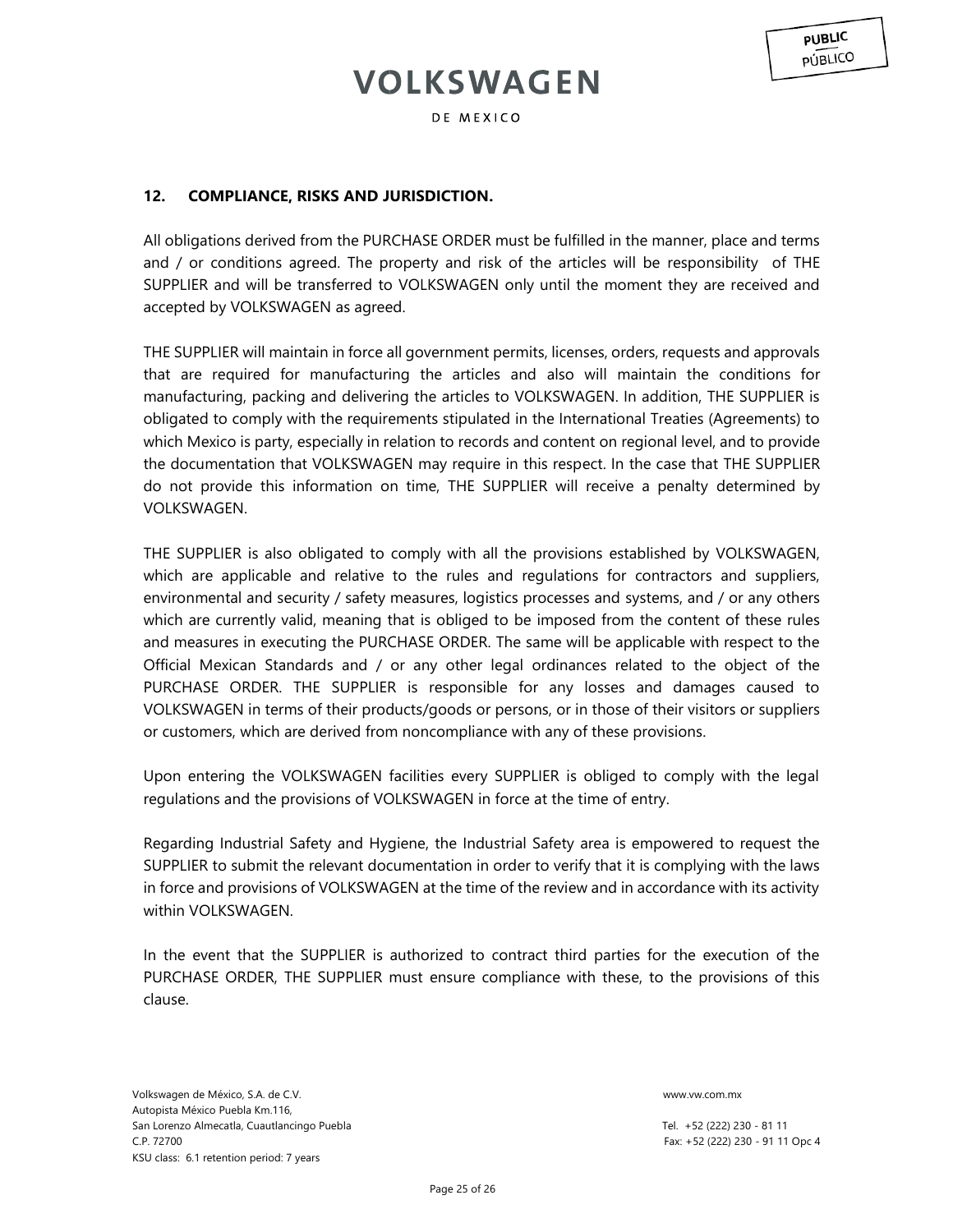## 12. COMPLIANCE, RISKS AND JURISDICTION.

All obligations derived from the PURCHASE ORDER must be fulfilled in the manner, place and terms and / or conditions agreed. The property and risk of the articles will be responsibility of THE SUPPLIER and will be transferred to VOLKSWAGEN only until the moment they are received and accepted by VOLKSWAGEN as agreed.

THE SUPPLIER will maintain in force all government permits, licenses, orders, requests and approvals that are required for manufacturing the articles and also will maintain the conditions for manufacturing, packing and delivering the articles to VOLKSWAGEN. In addition, THE SUPPLIER is obligated to comply with the requirements stipulated in the International Treaties (Agreements) to which Mexico is party, especially in relation to records and content on regional level, and to provide the documentation that VOLKSWAGEN may require in this respect. In the case that THE SUPPLIER do not provide this information on time, THE SUPPLIER will receive a penalty determined by VOLKSWAGEN.

THE SUPPLIER is also obligated to comply with all the provisions established by VOLKSWAGEN, which are applicable and relative to the rules and regulations for contractors and suppliers, environmental and security / safety measures, logistics processes and systems, and / or any others which are currently valid, meaning that is obliged to be imposed from the content of these rules and measures in executing the PURCHASE ORDER. The same will be applicable with respect to the Official Mexican Standards and / or any other legal ordinances related to the object of the PURCHASE ORDER. THE SUPPLIER is responsible for any losses and damages caused to VOLKSWAGEN in terms of their products/goods or persons, or in those of their visitors or suppliers or customers, which are derived from noncompliance with any of these provisions.

Upon entering the VOLKSWAGEN facilities every SUPPLIER is obliged to comply with the legal regulations and the provisions of VOLKSWAGEN in force at the time of entry.

Regarding Industrial Safety and Hygiene, the Industrial Safety area is empowered to request the SUPPLIER to submit the relevant documentation in order to verify that it is complying with the laws in force and provisions of VOLKSWAGEN at the time of the review and in accordance with its activity within VOLKSWAGEN.

In the event that the SUPPLIER is authorized to contract third parties for the execution of the PURCHASE ORDER, THE SUPPLIER must ensure compliance with these, to the provisions of this clause.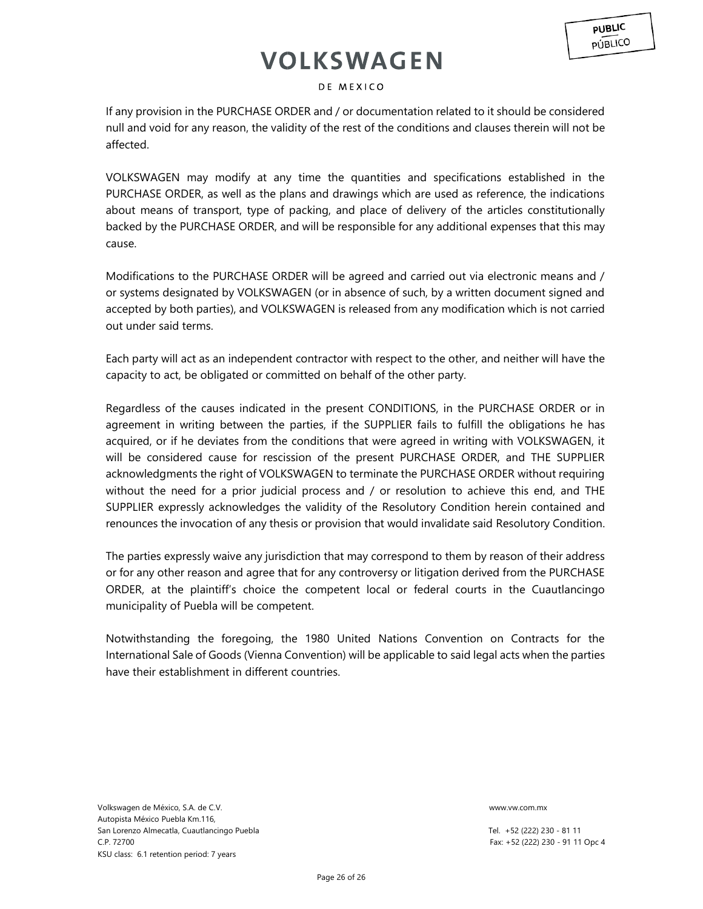If any provision in the PURCHASE ORDER and / or documentation related to it should be considered null and void for any reason, the validity of the rest of the conditions and clauses therein will not be affected.

VOLKSWAGEN may modify at any time the quantities and specifications established in the PURCHASE ORDER, as well as the plans and drawings which are used as reference, the indications about means of transport, type of packing, and place of delivery of the articles constitutionally backed by the PURCHASE ORDER, and will be responsible for any additional expenses that this may cause.

Modifications to the PURCHASE ORDER will be agreed and carried out via electronic means and / or systems designated by VOLKSWAGEN (or in absence of such, by a written document signed and accepted by both parties), and VOLKSWAGEN is released from any modification which is not carried out under said terms.

Each party will act as an independent contractor with respect to the other, and neither will have the capacity to act, be obligated or committed on behalf of the other party.

Regardless of the causes indicated in the present CONDITIONS, in the PURCHASE ORDER or in agreement in writing between the parties, if the SUPPLIER fails to fulfill the obligations he has acquired, or if he deviates from the conditions that were agreed in writing with VOLKSWAGEN, it will be considered cause for rescission of the present PURCHASE ORDER, and THE SUPPLIER acknowledgments the right of VOLKSWAGEN to terminate the PURCHASE ORDER without requiring without the need for a prior judicial process and / or resolution to achieve this end, and THE SUPPLIER expressly acknowledges the validity of the Resolutory Condition herein contained and renounces the invocation of any thesis or provision that would invalidate said Resolutory Condition.

The parties expressly waive any jurisdiction that may correspond to them by reason of their address or for any other reason and agree that for any controversy or litigation derived from the PURCHASE ORDER, at the plaintiff's choice the competent local or federal courts in the Cuautlancingo municipality of Puebla will be competent.

Notwithstanding the foregoing, the 1980 United Nations Convention on Contracts for the International Sale of Goods (Vienna Convention) will be applicable to said legal acts when the parties have their establishment in different countries.